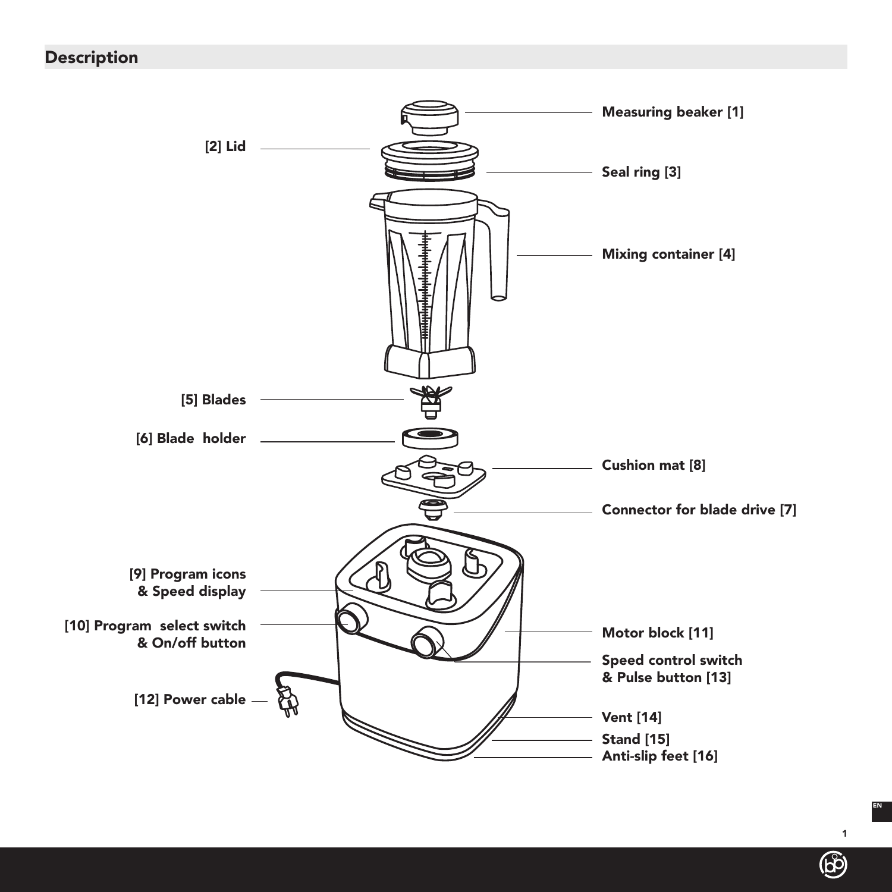## Description

Measuring beaker [1]

[2] Lid

Seal ring [3]

Mixing container [4]

[5] Blades

[6] Blade holder

Cushion mat [8]

Connector for blade drive [7]

[9] Program icons & Speed display

[10] Program select switch & On/off button

Motor block [11]

Speed control switch & Pulse button [13]

[12] Power cable

Vent [14]

Stand [15]

Anti-slip feet [16]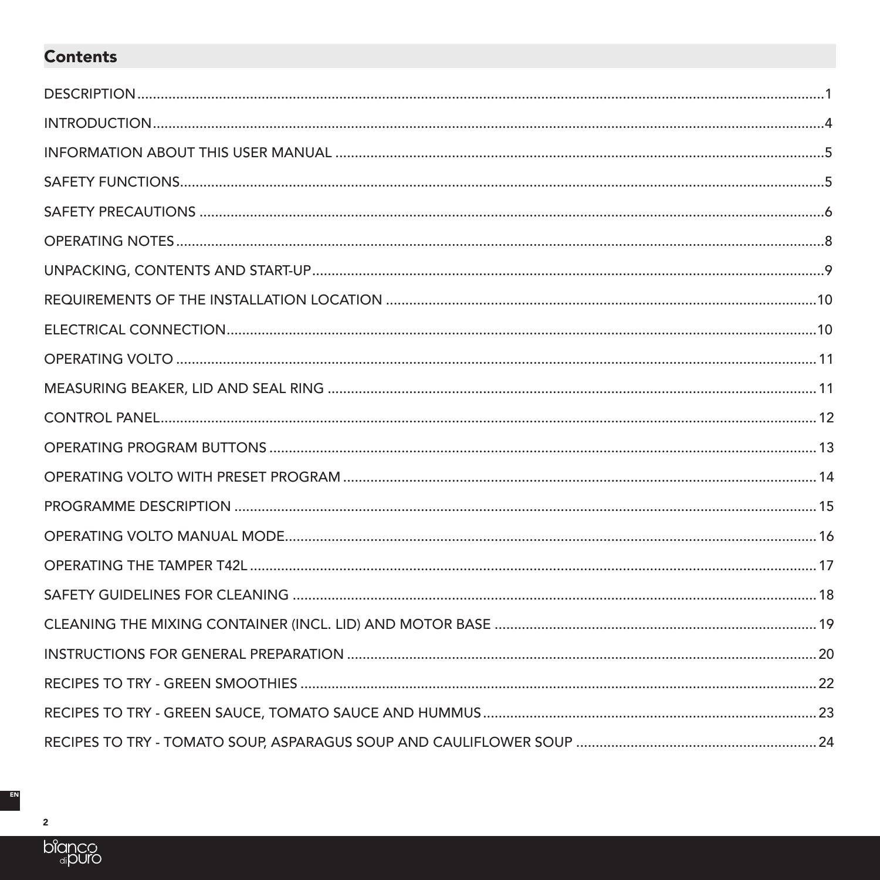## Contents

| | |
|---|---|
| DESCRIPTION | 1 |
| INTRODUCTION | 4 |
| INFORMATION ABOUT THIS USER MANUAL | 5 |
| SAFETY FUNCTIONS | 5 |
| SAFETY PRECAUTIONS | 6 |
| OPERATING NOTES | 8 |
| UNPACKING, CONTENTS AND START-UP | 9 |
| REQUIREMENTS OF THE INSTALLATION LOCATION | 10 |
| ELECTRICAL CONNECTION | 10 |
| OPERATING VOLTO | 11 |
| MEASURING BEAKER, LID AND SEAL RING | 11 |
| CONTROL PANEL | 12 |
| OPERATING PROGRAM BUTTONS | 13 |
| OPERATING VOLTO WITH PRESET PROGRAM | 14 |
| PROGRAMME DESCRIPTION | 15 |
| OPERATING VOLTO MANUAL MODE | 16 |
| OPERATING THE TAMPER T42L | 17 |
| SAFETY GUIDELINES FOR CLEANING | 18 |
| CLEANING THE MIXING CONTAINER (INCL. LID) AND MOTOR BASE | 19 |
| INSTRUCTIONS FOR GENERAL PREPARATION | 20 |
| RECIPES TO TRY - GREEN SMOOTHIES | 22 |
| RECIPES TO TRY - GREEN SAUCE, TOMATO SAUCE AND HUMMUS | 23 |
| RECIPES TO TRY - TOMATO SOUP, ASPARAGUS SOUP AND CAULIFLOWER SOUP | 24 |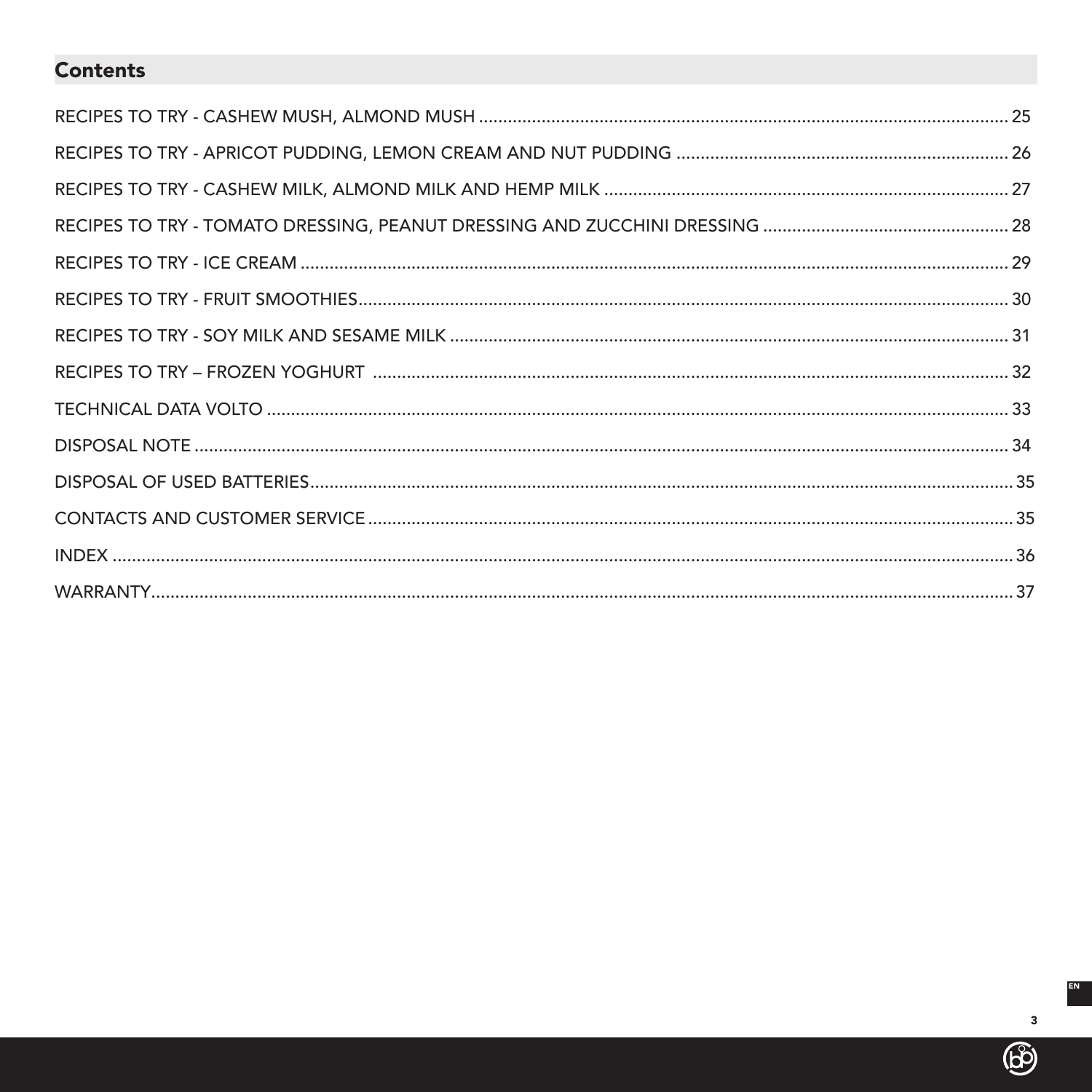## Contents

RECIPES TO TRY - CASHEW MUSH, ALMOND MUSH ........................................ 25

RECIPES TO TRY - APRICOT PUDDING, LEMON CREAM AND NUT PUDDING ........................................ 26

RECIPES TO TRY - CASHEW MILK, ALMOND MILK AND HEMP MILK ........................................ 27

RECIPES TO TRY - TOMATO DRESSING, PEANUT DRESSING AND ZUCCHINI DRESSING ........................................ 28

RECIPES TO TRY - ICE CREAM ........................................ 29

RECIPES TO TRY - FRUIT SMOOTHIES........................................ 30

RECIPES TO TRY - SOY MILK AND SESAME MILK ........................................ 31

RECIPES TO TRY – FROZEN YOGHURT ........................................ 32

TECHNICAL DATA VOLTO ........................................ 33

DISPOSAL NOTE ........................................ 34

DISPOSAL OF USED BATTERIES........................................ 35

CONTACTS AND CUSTOMER SERVICE ........................................ 35

INDEX ........................................ 36

WARRANTY........................................ 37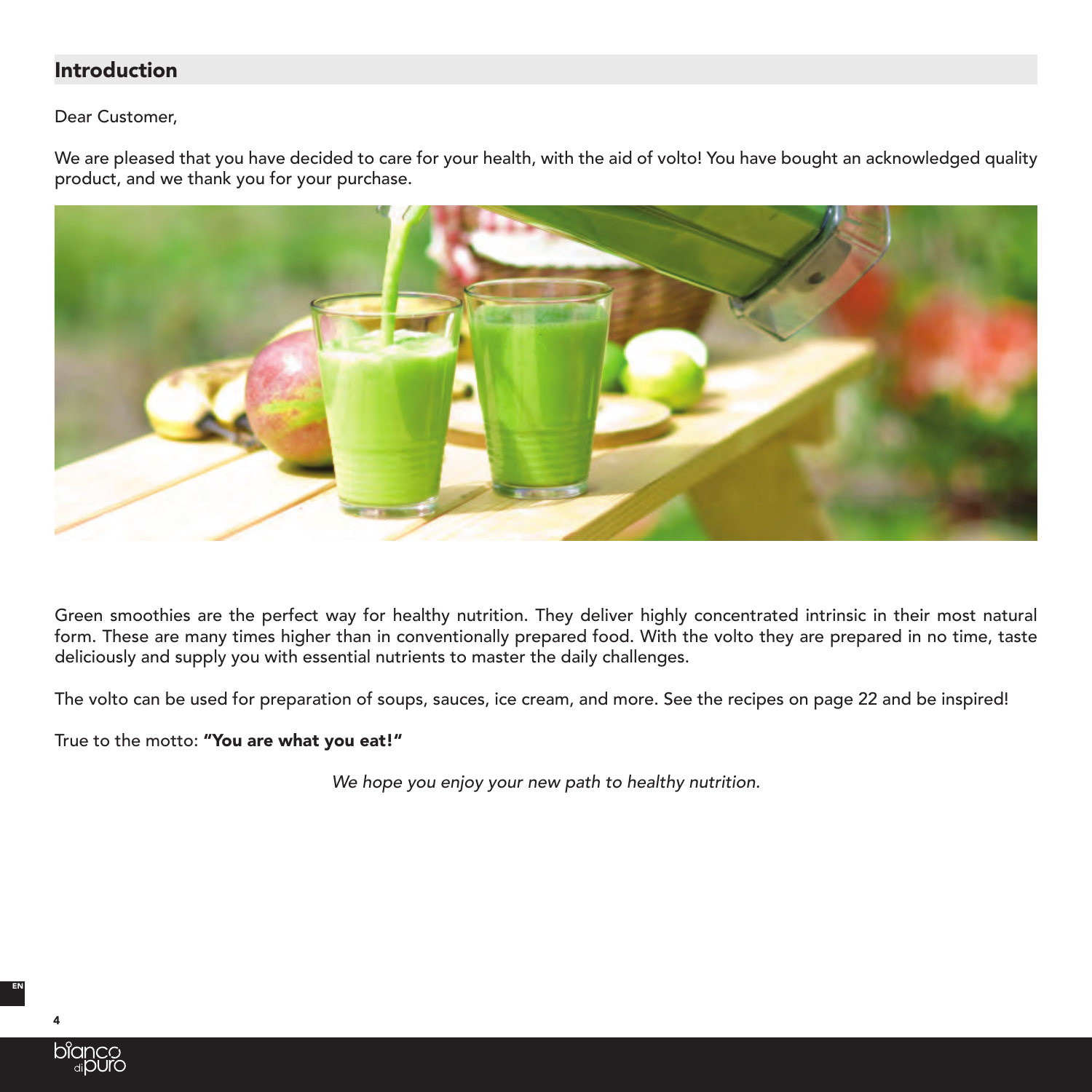## Introduction

Dear Customer,

We are pleased that you have decided to care for your health, with the aid of volto! You have bought an acknowledged quality product, and we thank you for your purchase.

Green smoothies are the perfect way for healthy nutrition. They deliver highly concentrated intrinsic in their most natural form. These are many times higher than in conventionally prepared food. With the volto they are prepared in no time, taste deliciously and supply you with essential nutrients to master the daily challenges.

The volto can be used for preparation of soups, sauces, ice cream, and more. See the recipes on page 22 and be inspired!

True to the motto: **"You are what you eat!"**

*We hope you enjoy your new path to healthy nutrition.*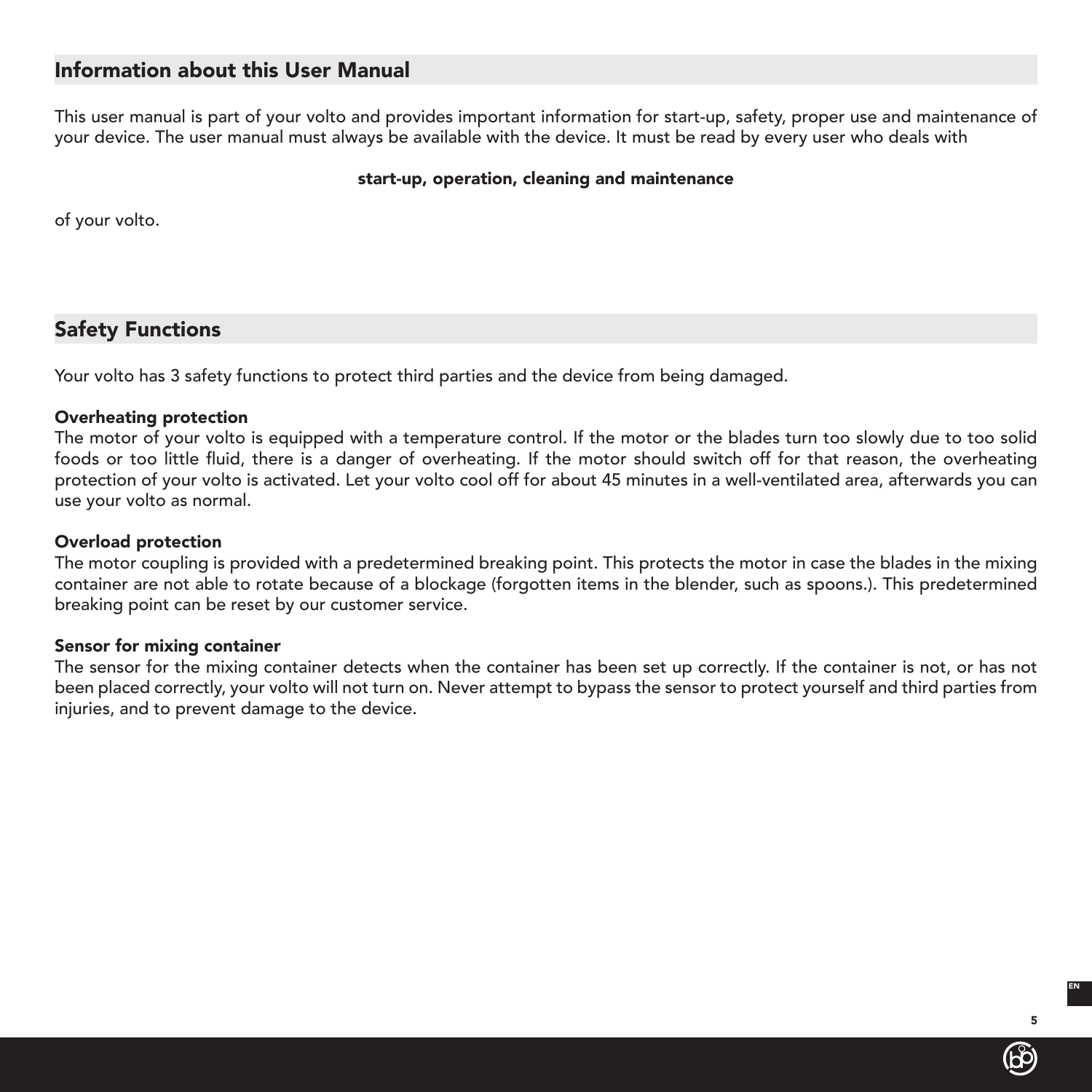## Information about this User Manual

This user manual is part of your volto and provides important information for start-up, safety, proper use and maintenance of your device. The user manual must always be available with the device. It must be read by every user who deals with

**start-up, operation, cleaning and maintenance**

of your volto.

## Safety Functions

Your volto has 3 safety functions to protect third parties and the device from being damaged.

**Overheating protection**
The motor of your volto is equipped with a temperature control. If the motor or the blades turn too slowly due to too solid foods or too little fluid, there is a danger of overheating. If the motor should switch off for that reason, the overheating protection of your volto is activated. Let your volto cool off for about 45 minutes in a well-ventilated area, afterwards you can use your volto as normal.

**Overload protection**
The motor coupling is provided with a predetermined breaking point. This protects the motor in case the blades in the mixing container are not able to rotate because of a blockage (forgotten items in the blender, such as spoons.). This predetermined breaking point can be reset by our customer service.

**Sensor for mixing container**
The sensor for the mixing container detects when the container has been set up correctly. If the container is not, or has not been placed correctly, your volto will not turn on. Never attempt to bypass the sensor to protect yourself and third parties from injuries, and to prevent damage to the device.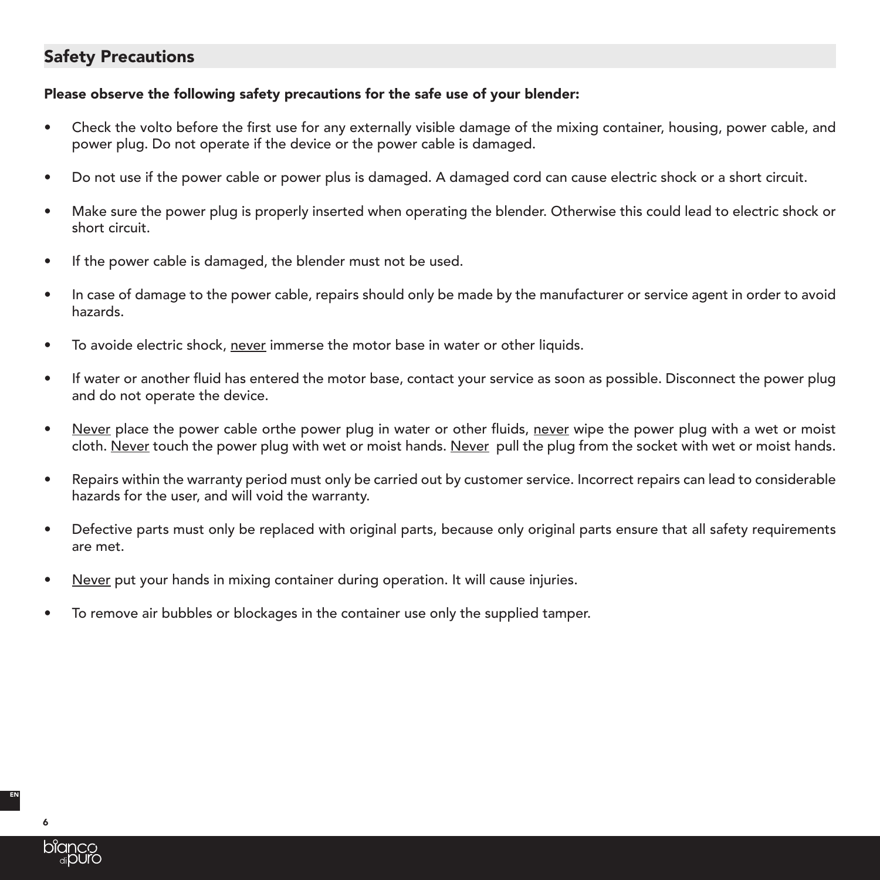## Safety Precautions

**Please observe the following safety precautions for the safe use of your blender:**

- Check the volto before the first use for any externally visible damage of the mixing container, housing, power cable, and power plug. Do not operate if the device or the power cable is damaged.
- Do not use if the power cable or power plus is damaged. A damaged cord can cause electric shock or a short circuit.
- Make sure the power plug is properly inserted when operating the blender. Otherwise this could lead to electric shock or short circuit.
- If the power cable is damaged, the blender must not be used.
- In case of damage to the power cable, repairs should only be made by the manufacturer or service agent in order to avoid hazards.
- To avoide electric shock, <u>never</u> immerse the motor base in water or other liquids.
- If water or another fluid has entered the motor base, contact your service as soon as possible. Disconnect the power plug and do not operate the device.
- <u>Never</u> place the power cable orthe power plug in water or other fluids, <u>never</u> wipe the power plug with a wet or moist cloth. <u>Never</u> touch the power plug with wet or moist hands. <u>Never</u> pull the plug from the socket with wet or moist hands.
- Repairs within the warranty period must only be carried out by customer service. Incorrect repairs can lead to considerable hazards for the user, and will void the warranty.
- Defective parts must only be replaced with original parts, because only original parts ensure that all safety requirements are met.
- <u>Never</u> put your hands in mixing container during operation. It will cause injuries.
- To remove air bubbles or blockages in the container use only the supplied tamper.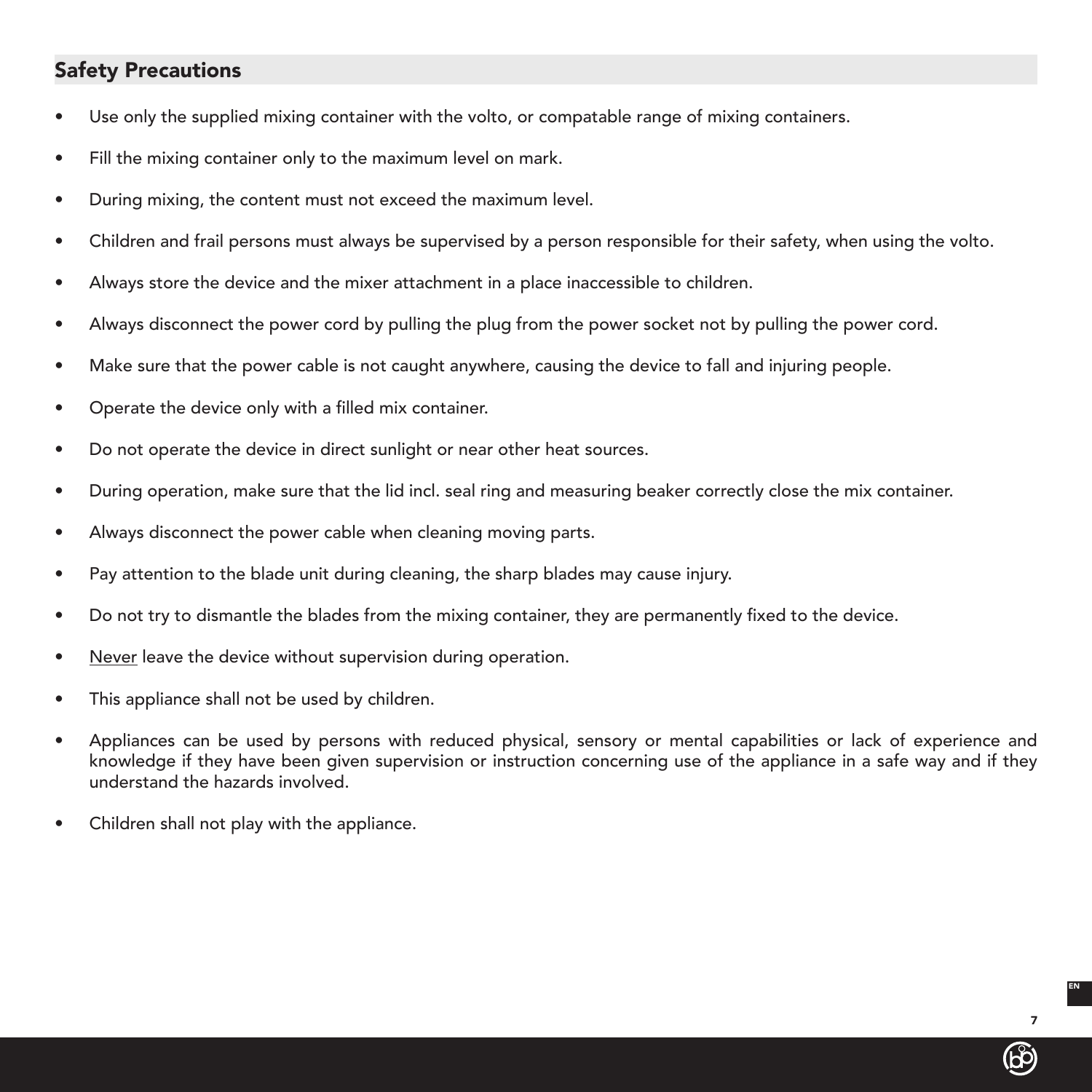## Safety Precautions

- Use only the supplied mixing container with the volto, or compatable range of mixing containers.
- Fill the mixing container only to the maximum level on mark.
- During mixing, the content must not exceed the maximum level.
- Children and frail persons must always be supervised by a person responsible for their safety, when using the volto.
- Always store the device and the mixer attachment in a place inaccessible to children.
- Always disconnect the power cord by pulling the plug from the power socket not by pulling the power cord.
- Make sure that the power cable is not caught anywhere, causing the device to fall and injuring people.
- Operate the device only with a filled mix container.
- Do not operate the device in direct sunlight or near other heat sources.
- During operation, make sure that the lid incl. seal ring and measuring beaker correctly close the mix container.
- Always disconnect the power cable when cleaning moving parts.
- Pay attention to the blade unit during cleaning, the sharp blades may cause injury.
- Do not try to dismantle the blades from the mixing container, they are permanently fixed to the device.
- <u>Never</u> leave the device without supervision during operation.
- This appliance shall not be used by children.
- Appliances can be used by persons with reduced physical, sensory or mental capabilities or lack of experience and knowledge if they have been given supervision or instruction concerning use of the appliance in a safe way and if they understand the hazards involved.
- Children shall not play with the appliance.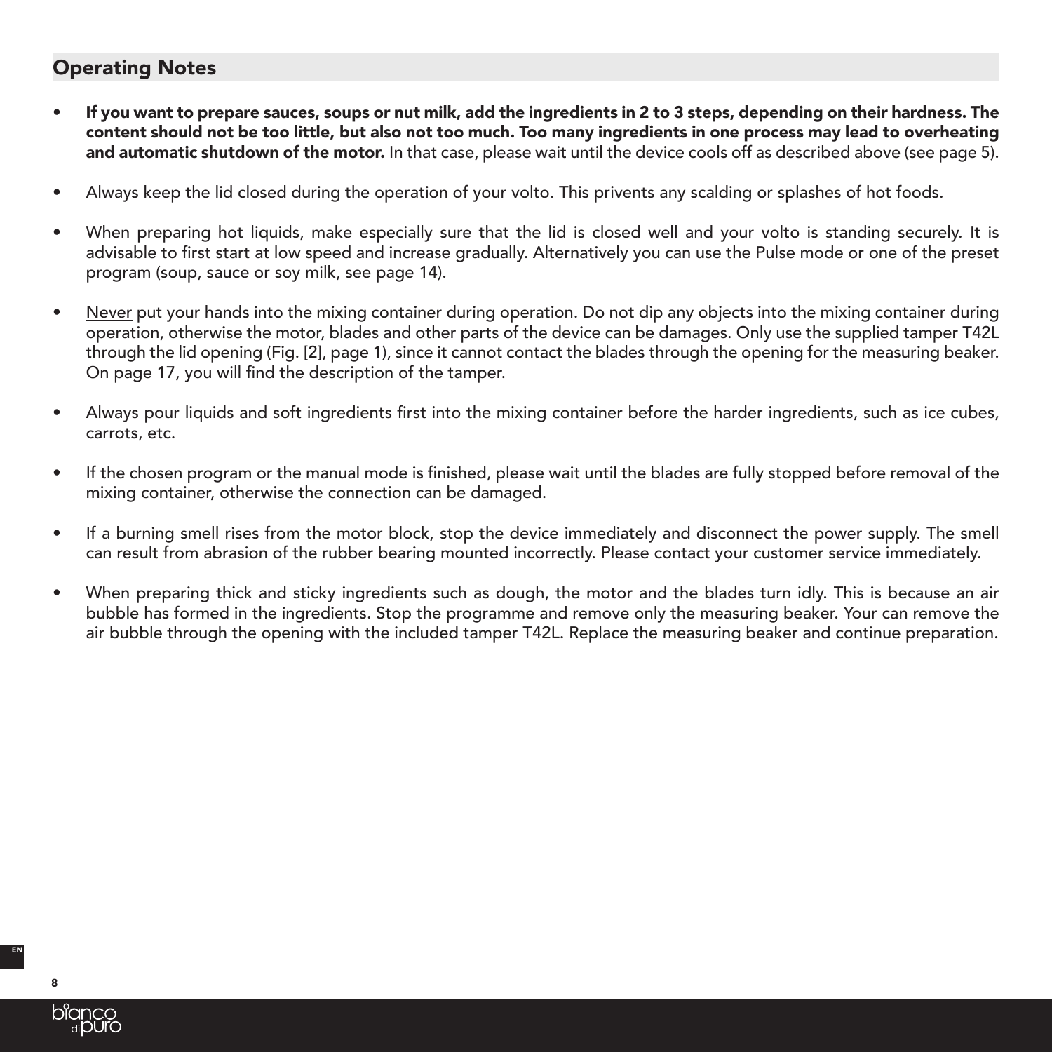## Operating Notes

- **If you want to prepare sauces, soups or nut milk, add the ingredients in 2 to 3 steps, depending on their hardness. The content should not be too little, but also not too much. Too many ingredients in one process may lead to overheating and automatic shutdown of the motor.** In that case, please wait until the device cools off as described above (see page 5).
- Always keep the lid closed during the operation of your volto. This privents any scalding or splashes of hot foods.
- When preparing hot liquids, make especially sure that the lid is closed well and your volto is standing securely. It is advisable to first start at low speed and increase gradually. Alternatively you can use the Pulse mode or one of the preset program (soup, sauce or soy milk, see page 14).
- Never put your hands into the mixing container during operation. Do not dip any objects into the mixing container during operation, otherwise the motor, blades and other parts of the device can be damages. Only use the supplied tamper T42L through the lid opening (Fig. [2], page 1), since it cannot contact the blades through the opening for the measuring beaker. On page 17, you will find the description of the tamper.
- Always pour liquids and soft ingredients first into the mixing container before the harder ingredients, such as ice cubes, carrots, etc.
- If the chosen program or the manual mode is finished, please wait until the blades are fully stopped before removal of the mixing container, otherwise the connection can be damaged.
- If a burning smell rises from the motor block, stop the device immediately and disconnect the power supply. The smell can result from abrasion of the rubber bearing mounted incorrectly. Please contact your customer service immediately.
- When preparing thick and sticky ingredients such as dough, the motor and the blades turn idly. This is because an air bubble has formed in the ingredients. Stop the programme and remove only the measuring beaker. Your can remove the air bubble through the opening with the included tamper T42L. Replace the measuring beaker and continue preparation.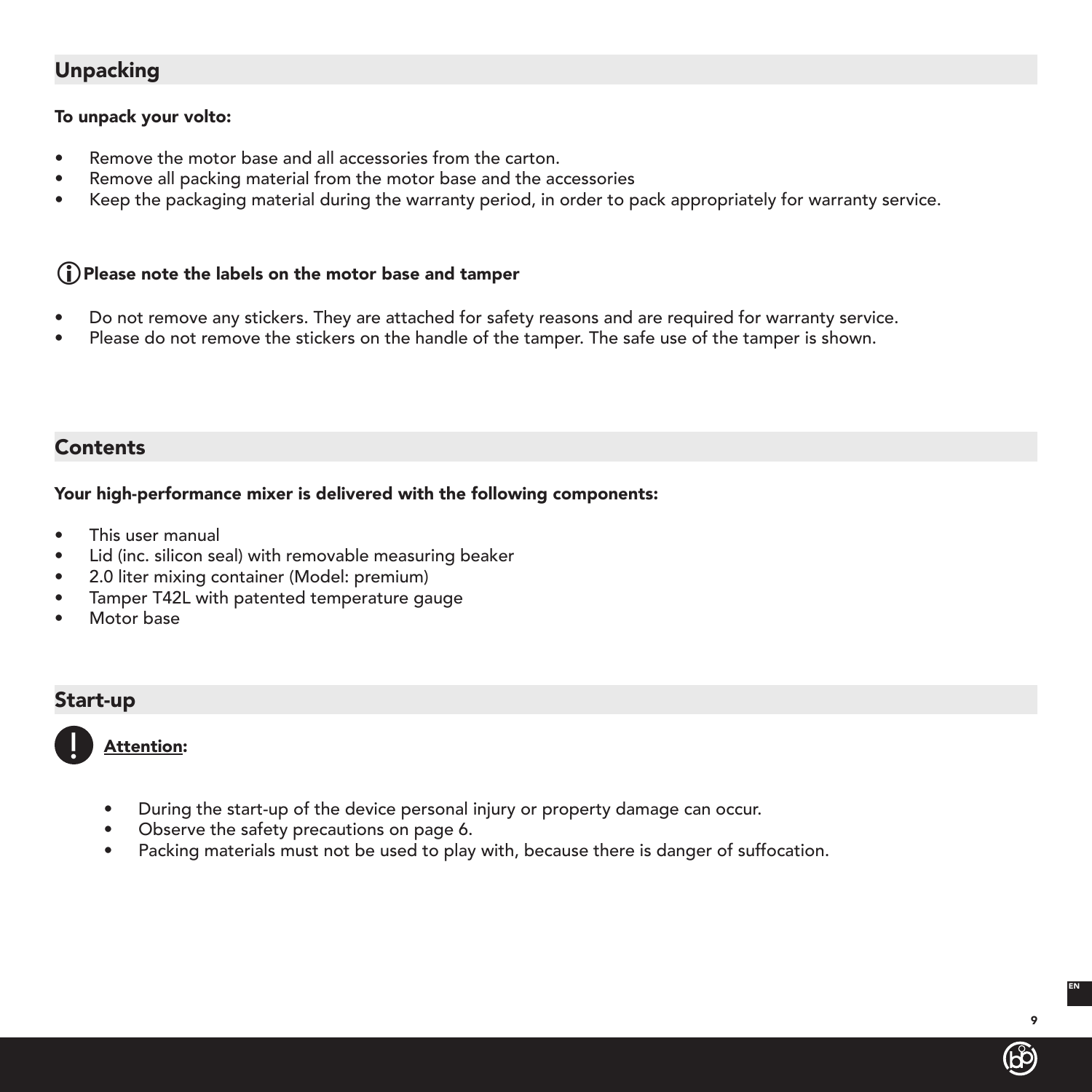## Unpacking

**To unpack your volto:**

- Remove the motor base and all accessories from the carton.
- Remove all packing material from the motor base and the accessories
- Keep the packaging material during the warranty period, in order to pack appropriately for warranty service.

**ⓘ Please note the labels on the motor base and tamper**

- Do not remove any stickers. They are attached for safety reasons and are required for warranty service.
- Please do not remove the stickers on the handle of the tamper. The safe use of the tamper is shown.

## Contents

**Your high-performance mixer is delivered with the following components:**

- This user manual
- Lid (inc. silicon seal) with removable measuring beaker
- 2.0 liter mixing container (Model: premium)
- Tamper T42L with patented temperature gauge
- Motor base

## Start-up

**❗ Attention:**

- During the start-up of the device personal injury or property damage can occur.
- Observe the safety precautions on page 6.
- Packing materials must not be used to play with, because there is danger of suffocation.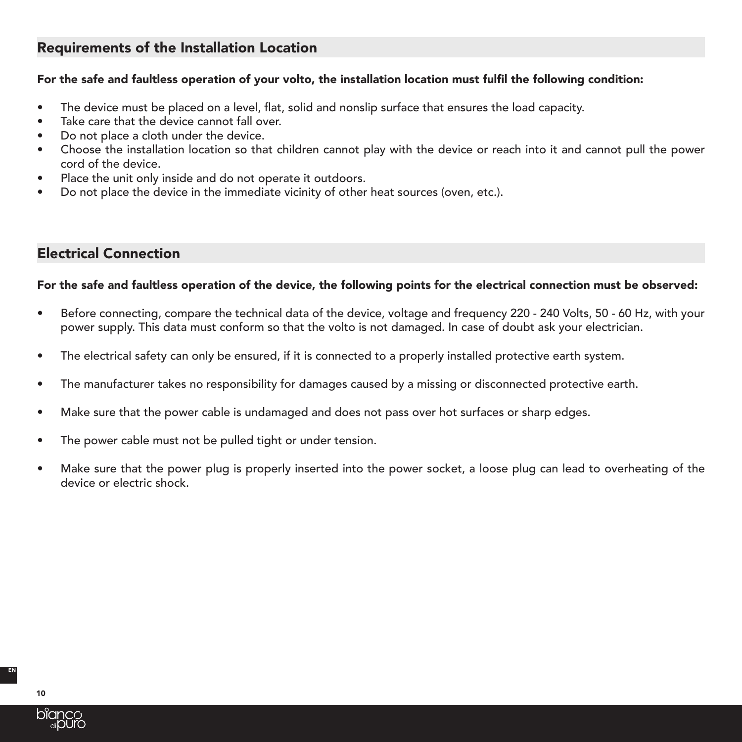## Requirements of the Installation Location

**For the safe and faultless operation of your volto, the installation location must fulfil the following condition:**

- The device must be placed on a level, flat, solid and nonslip surface that ensures the load capacity.
- Take care that the device cannot fall over.
- Do not place a cloth under the device.
- Choose the installation location so that children cannot play with the device or reach into it and cannot pull the power cord of the device.
- Place the unit only inside and do not operate it outdoors.
- Do not place the device in the immediate vicinity of other heat sources (oven, etc.).

## Electrical Connection

**For the safe and faultless operation of the device, the following points for the electrical connection must be observed:**

- Before connecting, compare the technical data of the device, voltage and frequency 220 - 240 Volts, 50 - 60 Hz, with your power supply. This data must conform so that the volto is not damaged. In case of doubt ask your electrician.
- The electrical safety can only be ensured, if it is connected to a properly installed protective earth system.
- The manufacturer takes no responsibility for damages caused by a missing or disconnected protective earth.
- Make sure that the power cable is undamaged and does not pass over hot surfaces or sharp edges.
- The power cable must not be pulled tight or under tension.
- Make sure that the power plug is properly inserted into the power socket, a loose plug can lead to overheating of the device or electric shock.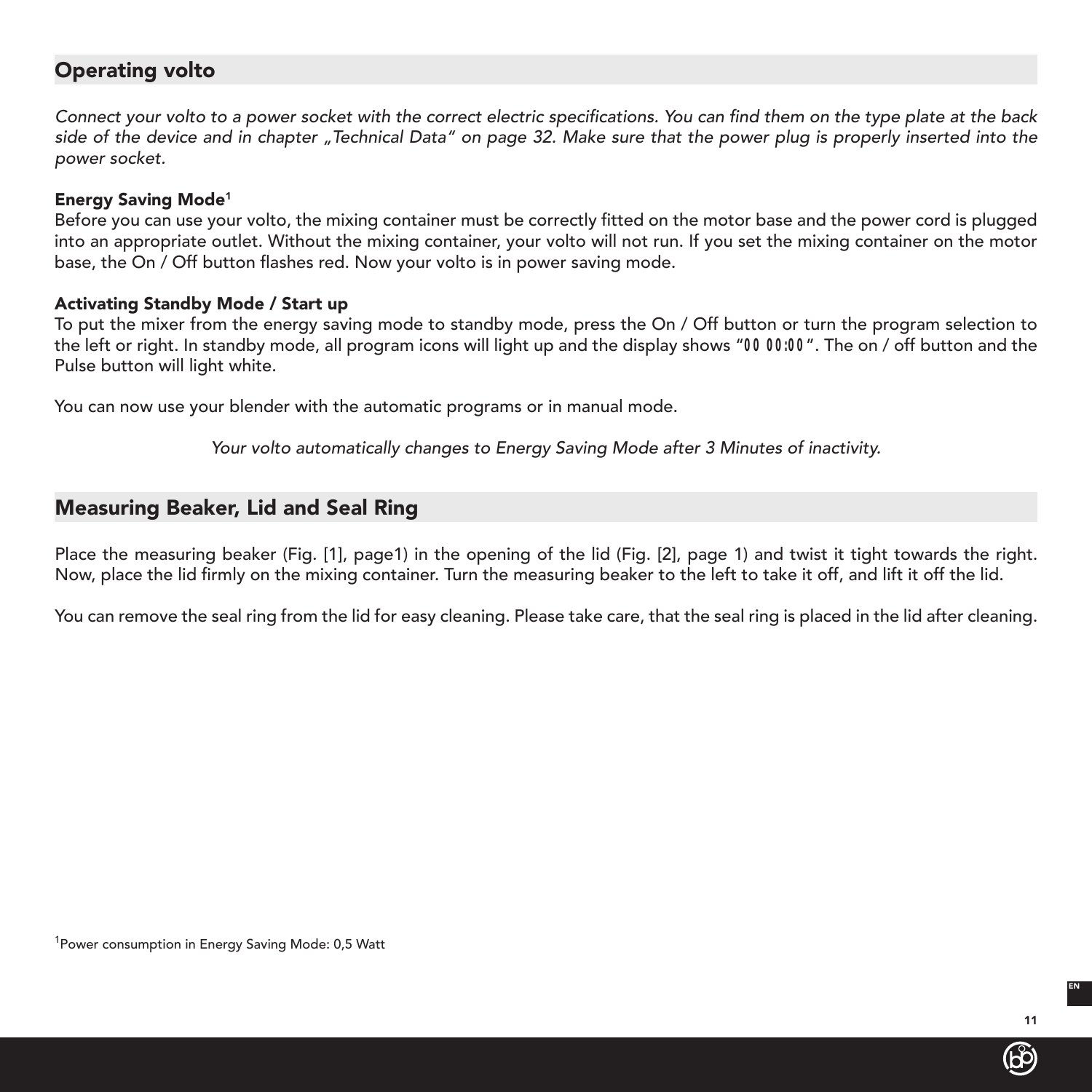## Operating volto

*Connect your volto to a power socket with the correct electric specifications. You can find them on the type plate at the back side of the device and in chapter „Technical Data" on page 32. Make sure that the power plug is properly inserted into the power socket.*

**Energy Saving Mode**[1]
Before you can use your volto, the mixing container must be correctly fitted on the motor base and the power cord is plugged into an appropriate outlet. Without the mixing container, your volto will not run. If you set the mixing container on the motor base, the On / Off button flashes red. Now your volto is in power saving mode.

**Activating Standby Mode / Start up**
To put the mixer from the energy saving mode to standby mode, press the On / Off button or turn the program selection to the left or right. In standby mode, all program icons will light up and the display shows "00 00:00". The on / off button and the Pulse button will light white.

You can now use your blender with the automatic programs or in manual mode.

*Your volto automatically changes to Energy Saving Mode after 3 Minutes of inactivity.*

## Measuring Beaker, Lid and Seal Ring

Place the measuring beaker (Fig. [1], page1) in the opening of the lid (Fig. [2], page 1) and twist it tight towards the right. Now, place the lid firmly on the mixing container. Turn the measuring beaker to the left to take it off, and lift it off the lid.

You can remove the seal ring from the lid for easy cleaning. Please take care, that the seal ring is placed in the lid after cleaning.

[1]Power consumption in Energy Saving Mode: 0,5 Watt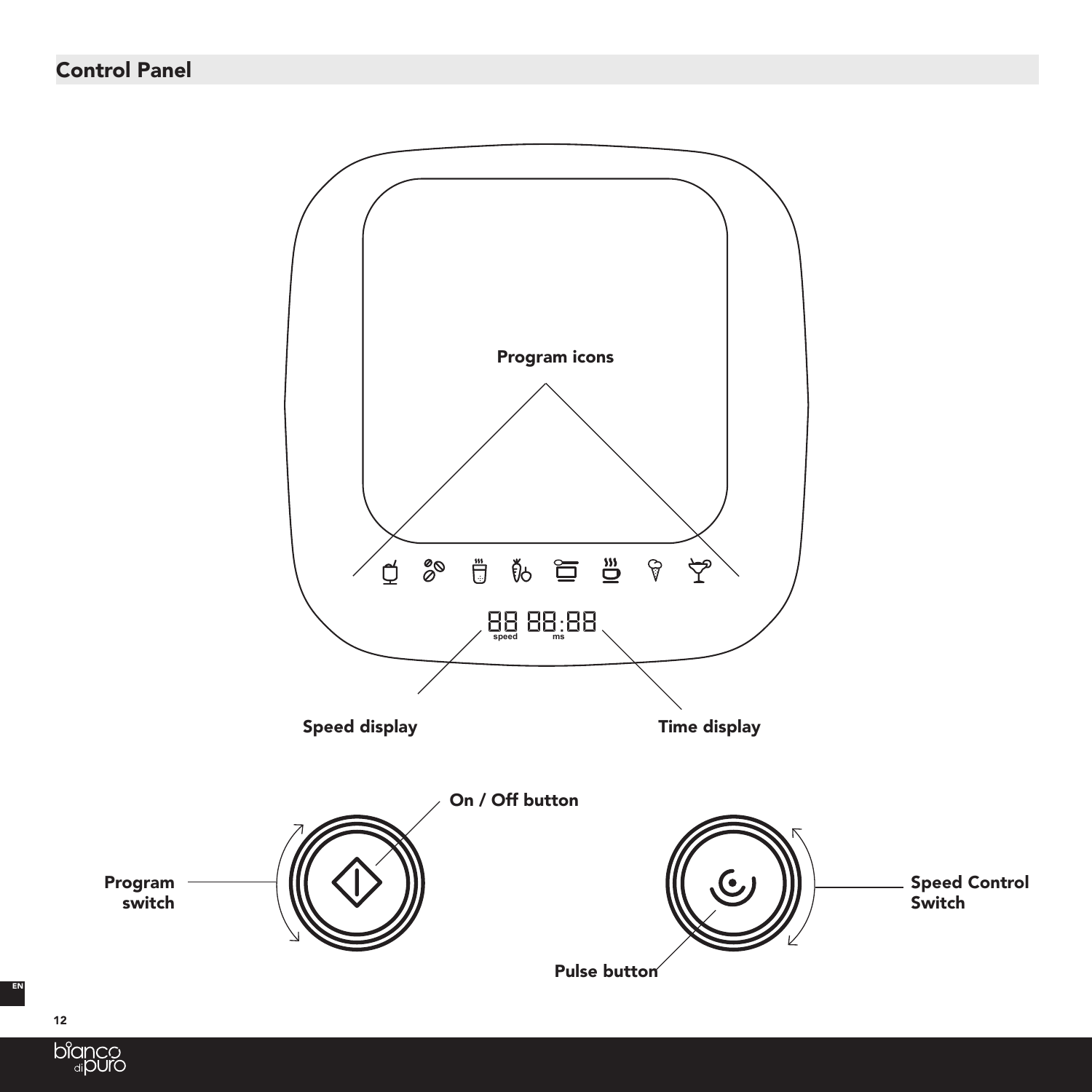## Control Panel

Program icons

Speed display

Time display

On / Off button

Program switch

Speed Control Switch

Pulse button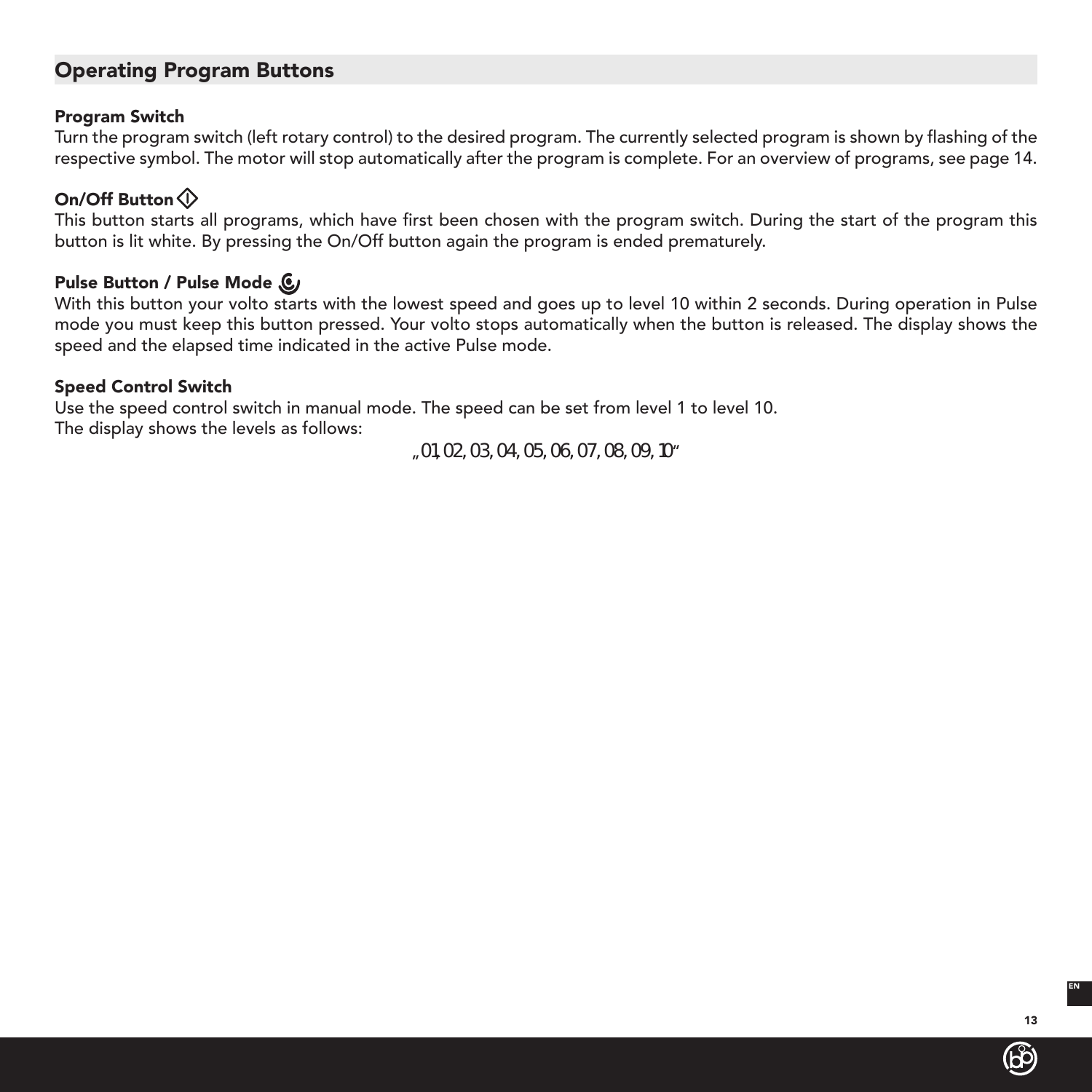## Operating Program Buttons

### Program Switch

Turn the program switch (left rotary control) to the desired program. The currently selected program is shown by flashing of the respective symbol. The motor will stop automatically after the program is complete. For an overview of programs, see page 14.

### On/Off Button

This button starts all programs, which have first been chosen with the program switch. During the start of the program this button is lit white. By pressing the On/Off button again the program is ended prematurely.

### Pulse Button / Pulse Mode

With this button your volto starts with the lowest speed and goes up to level 10 within 2 seconds. During operation in Pulse mode you must keep this button pressed. Your volto stops automatically when the button is released. The display shows the speed and the elapsed time indicated in the active Pulse mode.

### Speed Control Switch

Use the speed control switch in manual mode. The speed can be set from level 1 to level 10.
The display shows the levels as follows:

„01, 02, 03, 04, 05, 06, 07, 08, 09, 10"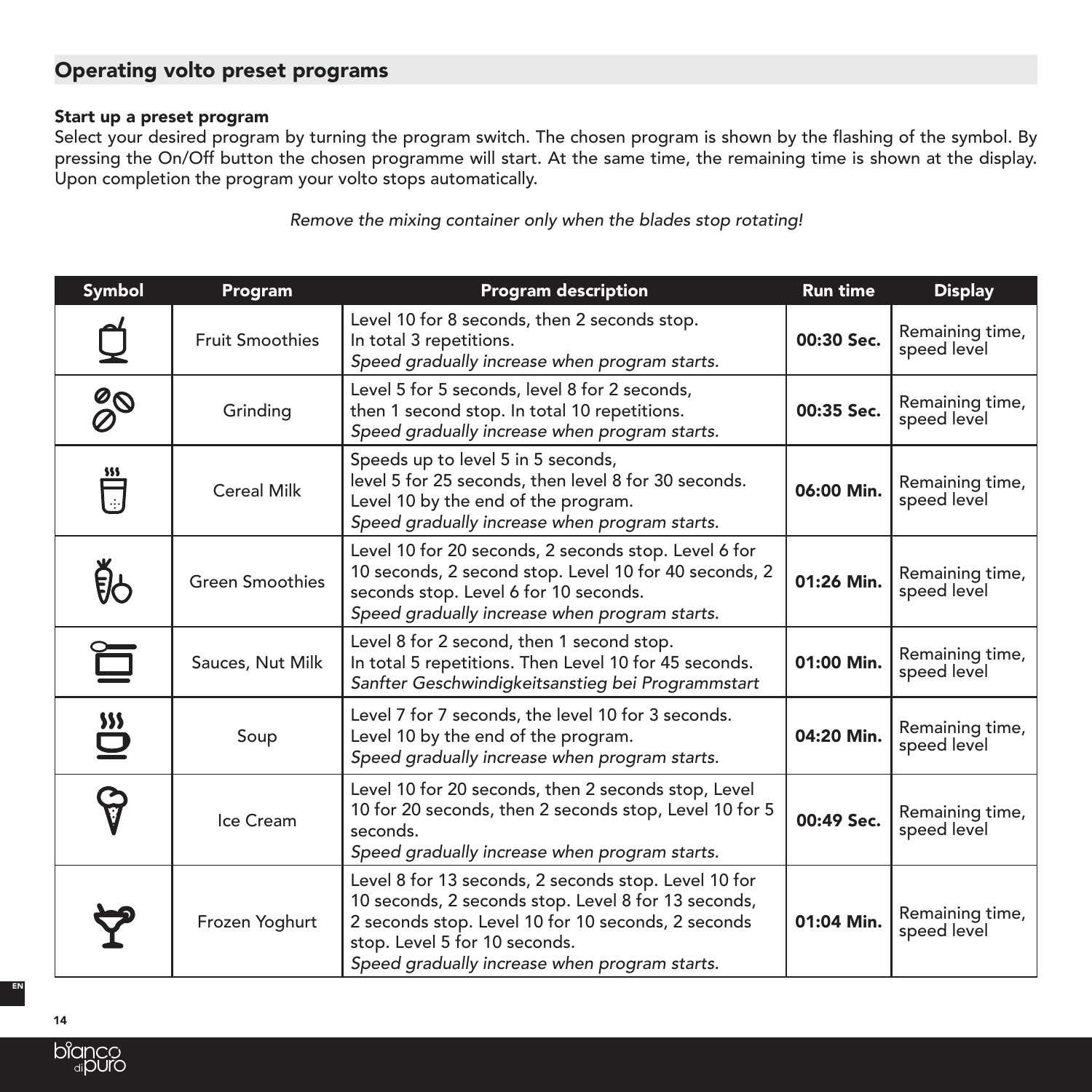## Operating volto preset programs

**Start up a preset program**

Select your desired program by turning the program switch. The chosen program is shown by the flashing of the symbol. By pressing the On/Off button the chosen programme will start. At the same time, the remaining time is shown at the display. Upon completion the program your volto stops automatically.

*Remove the mixing container only when the blades stop rotating!*

| Symbol | Program | Program description | Run time | Display |
|---|---|---|---|---|
| | Fruit Smoothies | Level 10 for 8 seconds, then 2 seconds stop. In total 3 repetitions. *Speed gradually increase when program starts.* | **00:30 Sec.** | Remaining time, speed level |
| | Grinding | Level 5 for 5 seconds, level 8 for 2 seconds, then 1 second stop. In total 10 repetitions. *Speed gradually increase when program starts.* | **00:35 Sec.** | Remaining time, speed level |
| | Cereal Milk | Speeds up to level 5 in 5 seconds, level 5 for 25 seconds, then level 8 for 30 seconds. Level 10 by the end of the program. *Speed gradually increase when program starts.* | **06:00 Min.** | Remaining time, speed level |
| | Green Smoothies | Level 10 for 20 seconds, 2 seconds stop. Level 6 for 10 seconds, 2 second stop. Level 10 for 40 seconds, 2 seconds stop. Level 6 for 10 seconds. *Speed gradually increase when program starts.* | **01:26 Min.** | Remaining time, speed level |
| | Sauces, Nut Milk | Level 8 for 2 second, then 1 second stop. In total 5 repetitions. Then Level 10 for 45 seconds. *Sanfter Geschwindigkeitsanstieg bei Programmstart* | **01:00 Min.** | Remaining time, speed level |
| | Soup | Level 7 for 7 seconds, the level 10 for 3 seconds. Level 10 by the end of the program. *Speed gradually increase when program starts.* | **04:20 Min.** | Remaining time, speed level |
| | Ice Cream | Level 10 for 20 seconds, then 2 seconds stop, Level 10 for 20 seconds, then 2 seconds stop, Level 10 for 5 seconds. *Speed gradually increase when program starts.* | **00:49 Sec.** | Remaining time, speed level |
| | Frozen Yoghurt | Level 8 for 13 seconds, 2 seconds stop. Level 10 for 10 seconds, 2 seconds stop. Level 8 for 13 seconds, 2 seconds stop. Level 10 for 10 seconds, 2 seconds stop. Level 5 for 10 seconds. *Speed gradually increase when program starts.* | **01:04 Min.** | Remaining time, speed level |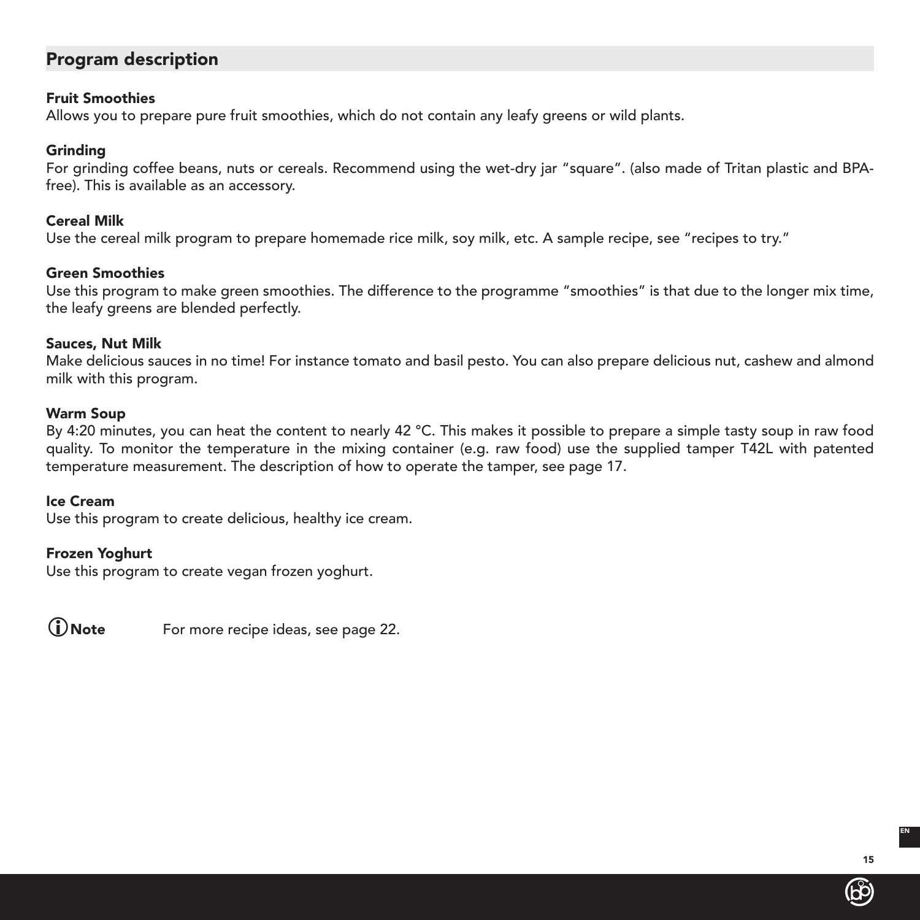## Program description

### Fruit Smoothies

Allows you to prepare pure fruit smoothies, which do not contain any leafy greens or wild plants.

### Grinding

For grinding coffee beans, nuts or cereals. Recommend using the wet-dry jar "square". (also made of Tritan plastic and BPA-free). This is available as an accessory.

### Cereal Milk

Use the cereal milk program to prepare homemade rice milk, soy milk, etc. A sample recipe, see "recipes to try."

### Green Smoothies

Use this program to make green smoothies. The difference to the programme "smoothies" is that due to the longer mix time, the leafy greens are blended perfectly.

### Sauces, Nut Milk

Make delicious sauces in no time! For instance tomato and basil pesto. You can also prepare delicious nut, cashew and almond milk with this program.

### Warm Soup

By 4:20 minutes, you can heat the content to nearly 42 °C. This makes it possible to prepare a simple tasty soup in raw food quality. To monitor the temperature in the mixing container (e.g. raw food) use the supplied tamper T42L with patented temperature measurement. The description of how to operate the tamper, see page 17.

### Ice Cream

Use this program to create delicious, healthy ice cream.

### Frozen Yoghurt

Use this program to create vegan frozen yoghurt.

**Note** For more recipe ideas, see page 22.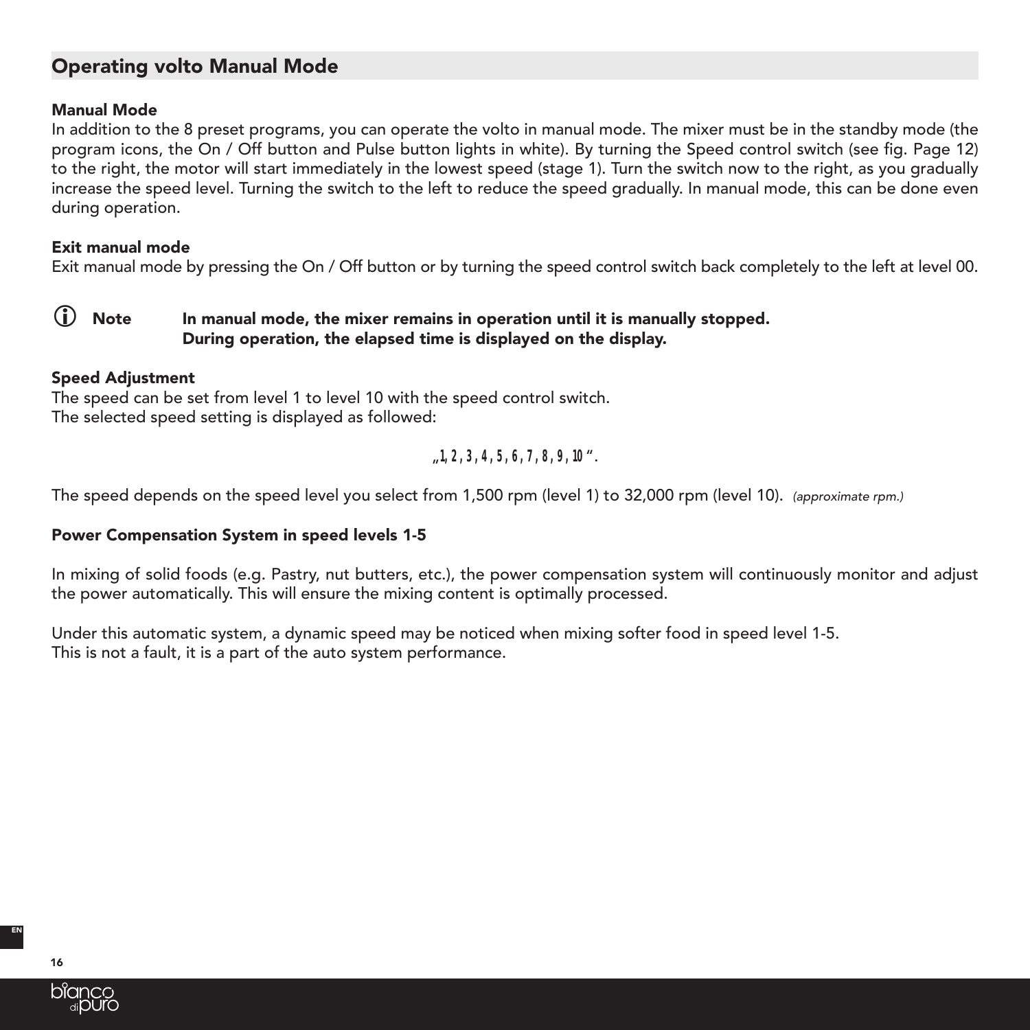## Operating volto Manual Mode

**Manual Mode**

In addition to the 8 preset programs, you can operate the volto in manual mode. The mixer must be in the standby mode (the program icons, the On / Off button and Pulse button lights in white). By turning the Speed control switch (see fig. Page 12) to the right, the motor will start immediately in the lowest speed (stage 1). Turn the switch now to the right, as you gradually increase the speed level. Turning the switch to the left to reduce the speed gradually. In manual mode, this can be done even during operation.

**Exit manual mode**

Exit manual mode by pressing the On / Off button or by turning the speed control switch back completely to the left at level 00.

ⓘ **Note** **In manual mode, the mixer remains in operation until it is manually stopped. During operation, the elapsed time is displayed on the display.**

**Speed Adjustment**

The speed can be set from level 1 to level 10 with the speed control switch.
The selected speed setting is displayed as followed:

„1, 2 , 3 , 4 , 5 , 6 , 7 , 8 , 9 , 10 ".

The speed depends on the speed level you select from 1,500 rpm (level 1) to 32,000 rpm (level 10). *(approximate rpm.)*

**Power Compensation System in speed levels 1-5**

In mixing of solid foods (e.g. Pastry, nut butters, etc.), the power compensation system will continuously monitor and adjust the power automatically. This will ensure the mixing content is optimally processed.

Under this automatic system, a dynamic speed may be noticed when mixing softer food in speed level 1-5.
This is not a fault, it is a part of the auto system performance.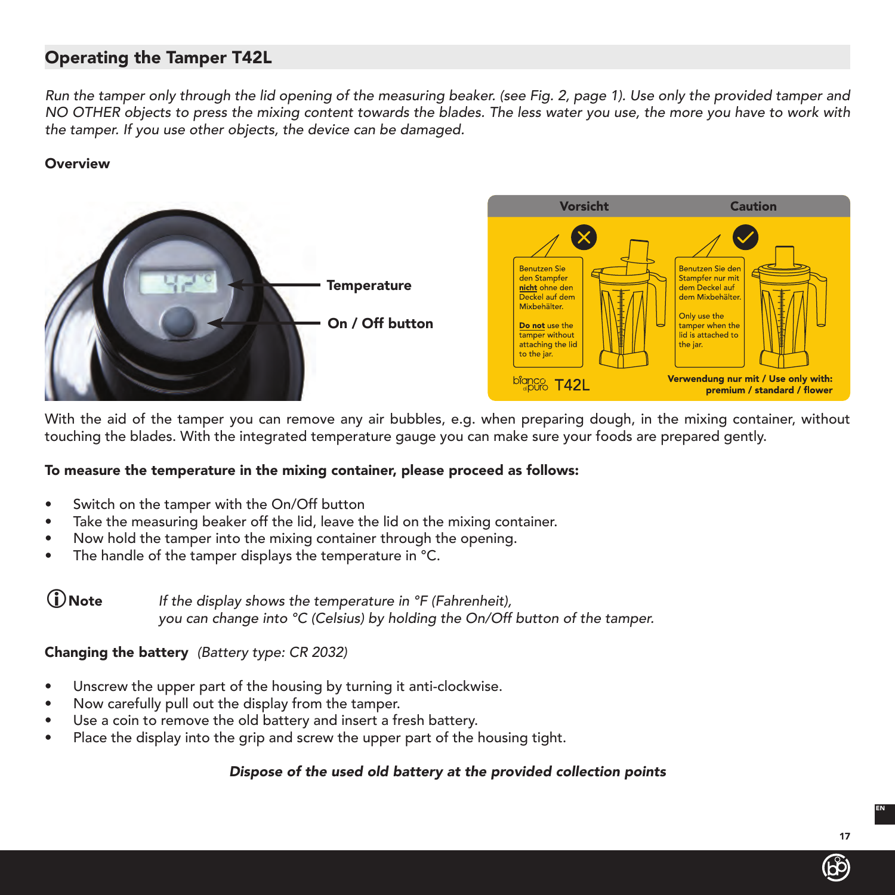## Operating the Tamper T42L

*Run the tamper only through the lid opening of the measuring beaker. (see Fig. 2, page 1). Use only the provided tamper and NO OTHER objects to press the mixing content towards the blades. The less water you use, the more you have to work with the tamper. If you use other objects, the device can be damaged.*

### Overview

Temperature

On / Off button

| Vorsicht | Caution |
|---|---|
| Benutzen Sie den Stampfer **nicht** ohne den Deckel auf dem Mixbehälter. | Benutzen Sie den Stampfer nur mit dem Deckel auf dem Mixbehälter. |
| **Do not** use the tamper without attaching the lid to the jar. | Only use the tamper when the lid is attached to the jar. |

bianco di puro T42L

**Verwendung nur mit / Use only with: premium / standard / flower**

With the aid of the tamper you can remove any air bubbles, e.g. when preparing dough, in the mixing container, without touching the blades. With the integrated temperature gauge you can make sure your foods are prepared gently.

**To measure the temperature in the mixing container, please proceed as follows:**

- Switch on the tamper with the On/Off button
- Take the measuring beaker off the lid, leave the lid on the mixing container.
- Now hold the tamper into the mixing container through the opening.
- The handle of the tamper displays the temperature in °C.

**Note** *If the display shows the temperature in °F (Fahrenheit), you can change into °C (Celsius) by holding the On/Off button of the tamper.*

**Changing the battery** *(Battery type: CR 2032)*

- Unscrew the upper part of the housing by turning it anti-clockwise.
- Now carefully pull out the display from the tamper.
- Use a coin to remove the old battery and insert a fresh battery.
- Place the display into the grip and screw the upper part of the housing tight.

***Dispose of the used old battery at the provided collection points***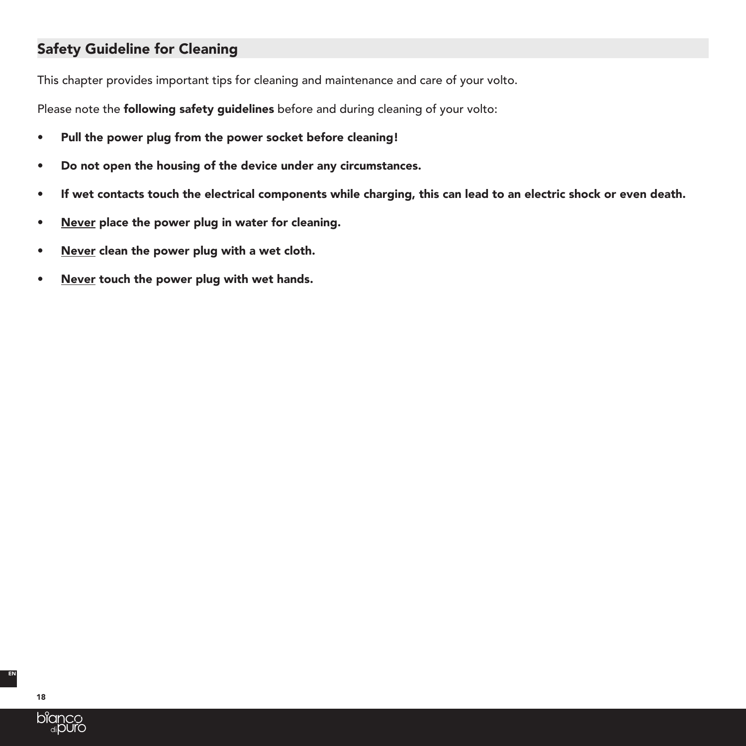## Safety Guideline for Cleaning

This chapter provides important tips for cleaning and maintenance and care of your volto.

Please note the **following safety guidelines** before and during cleaning of your volto:

- **Pull the power plug from the power socket before cleaning!**
- **Do not open the housing of the device under any circumstances.**
- **If wet contacts touch the electrical components while charging, this can lead to an electric shock or even death.**
- **<u>Never</u> place the power plug in water for cleaning.**
- **<u>Never</u> clean the power plug with a wet cloth.**
- **<u>Never</u> touch the power plug with wet hands.**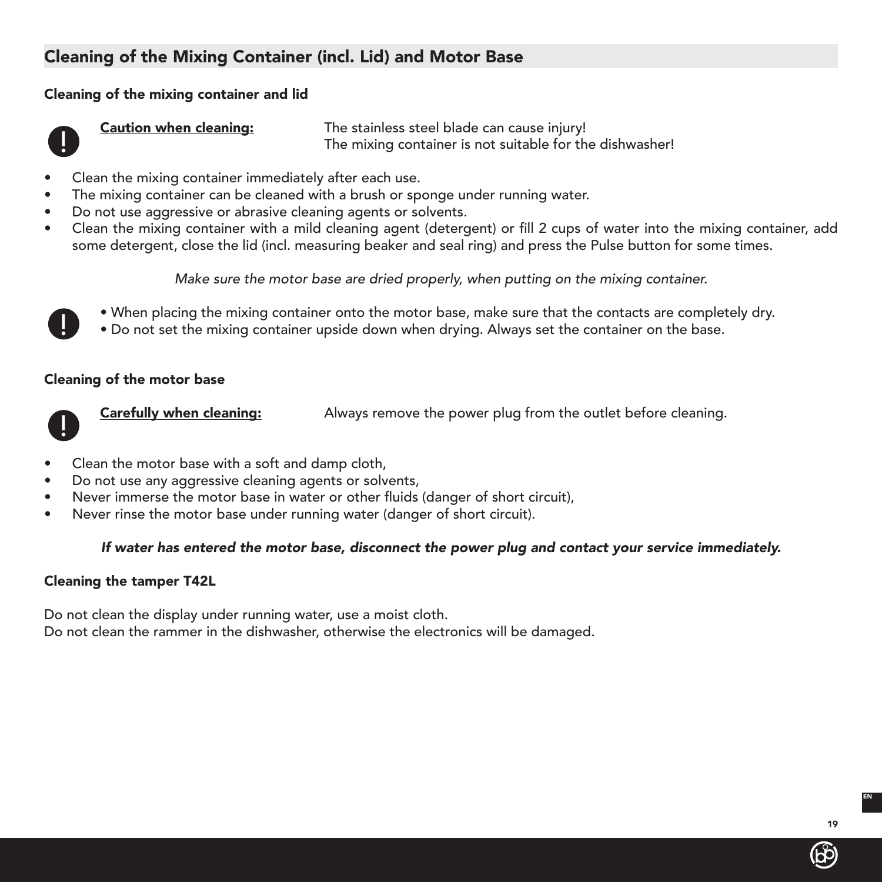## Cleaning of the Mixing Container (incl. Lid) and Motor Base

### Cleaning of the mixing container and lid

**Caution when cleaning:** The stainless steel blade can cause injury!
The mixing container is not suitable for the dishwasher!

- Clean the mixing container immediately after each use.
- The mixing container can be cleaned with a brush or sponge under running water.
- Do not use aggressive or abrasive cleaning agents or solvents.
- Clean the mixing container with a mild cleaning agent (detergent) or fill 2 cups of water into the mixing container, add some detergent, close the lid (incl. measuring beaker and seal ring) and press the Pulse button for some times.

*Make sure the motor base are dried properly, when putting on the mixing container.*

- When placing the mixing container onto the motor base, make sure that the contacts are completely dry.
- Do not set the mixing container upside down when drying. Always set the container on the base.

### Cleaning of the motor base

**Carefully when cleaning:** Always remove the power plug from the outlet before cleaning.

- Clean the motor base with a soft and damp cloth,
- Do not use any aggressive cleaning agents or solvents,
- Never immerse the motor base in water or other fluids (danger of short circuit),
- Never rinse the motor base under running water (danger of short circuit).

***If water has entered the motor base, disconnect the power plug and contact your service immediately.***

### Cleaning the tamper T42L

Do not clean the display under running water, use a moist cloth.
Do not clean the rammer in the dishwasher, otherwise the electronics will be damaged.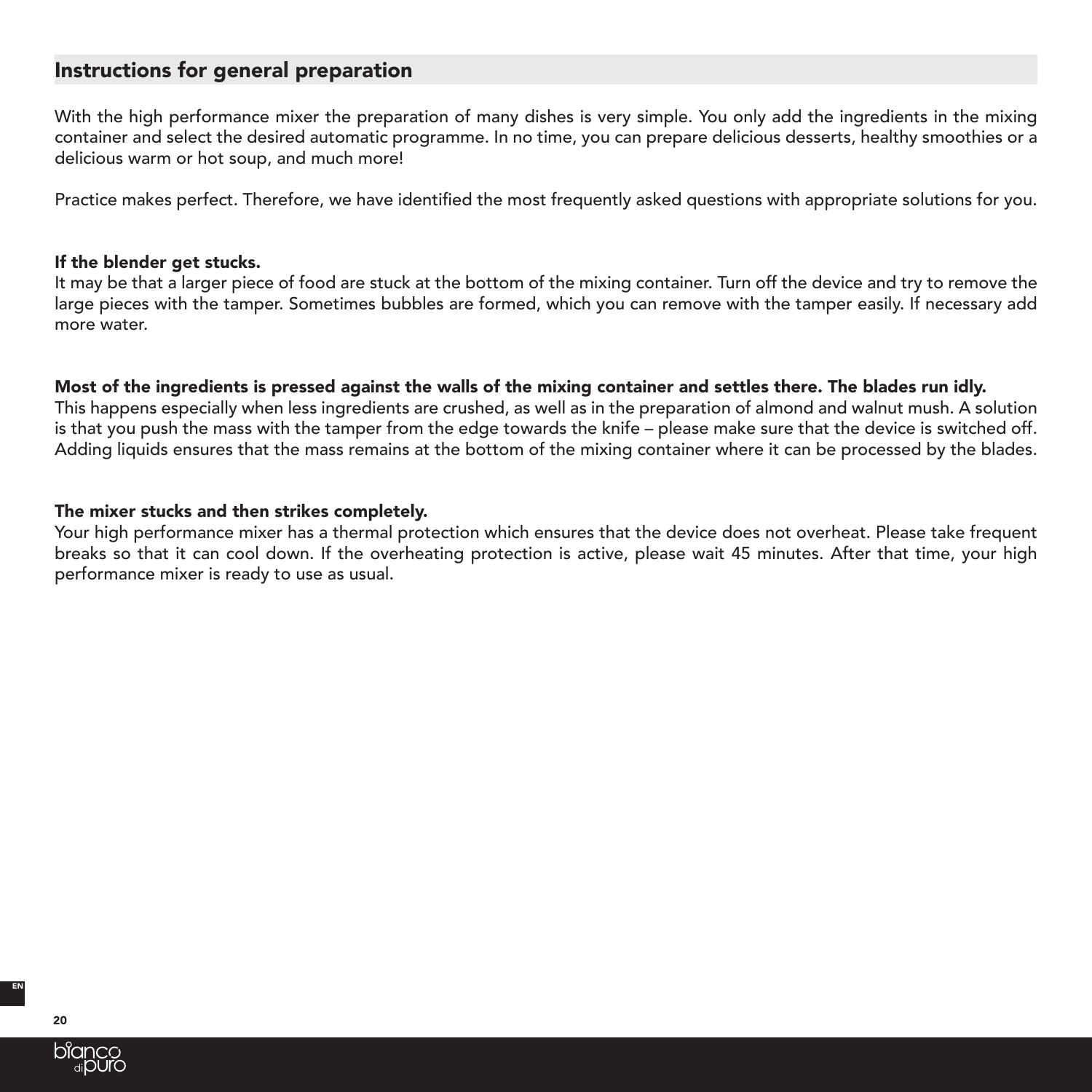## Instructions for general preparation

With the high performance mixer the preparation of many dishes is very simple. You only add the ingredients in the mixing container and select the desired automatic programme. In no time, you can prepare delicious desserts, healthy smoothies or a delicious warm or hot soup, and much more!

Practice makes perfect. Therefore, we have identified the most frequently asked questions with appropriate solutions for you.

**If the blender get stucks.**
It may be that a larger piece of food are stuck at the bottom of the mixing container. Turn off the device and try to remove the large pieces with the tamper. Sometimes bubbles are formed, which you can remove with the tamper easily. If necessary add more water.

**Most of the ingredients is pressed against the walls of the mixing container and settles there. The blades run idly.**
This happens especially when less ingredients are crushed, as well as in the preparation of almond and walnut mush. A solution is that you push the mass with the tamper from the edge towards the knife – please make sure that the device is switched off. Adding liquids ensures that the mass remains at the bottom of the mixing container where it can be processed by the blades.

**The mixer stucks and then strikes completely.**
Your high performance mixer has a thermal protection which ensures that the device does not overheat. Please take frequent breaks so that it can cool down. If the overheating protection is active, please wait 45 minutes. After that time, your high performance mixer is ready to use as usual.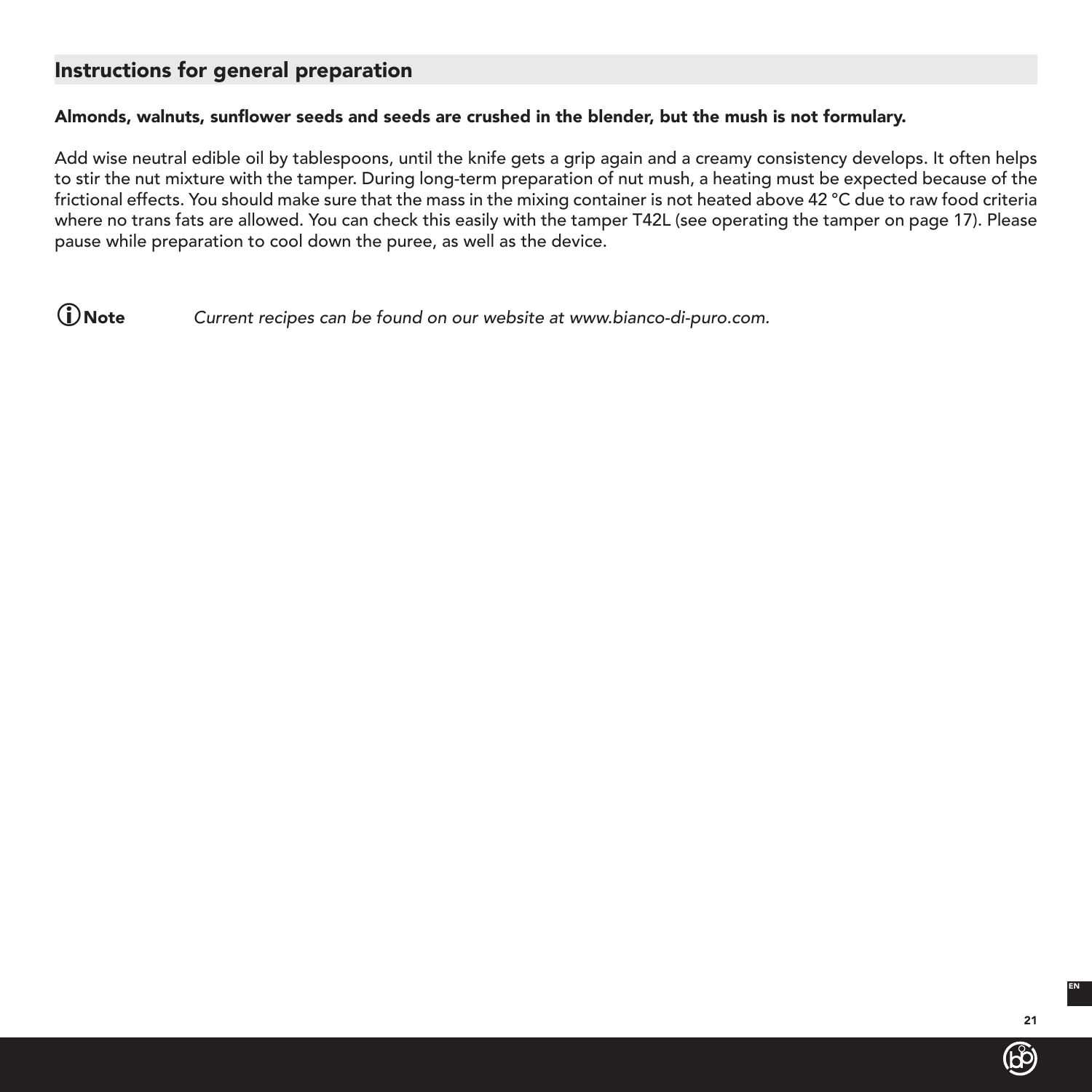## Instructions for general preparation

**Almonds, walnuts, sunflower seeds and seeds are crushed in the blender, but the mush is not formulary.**

Add wise neutral edible oil by tablespoons, until the knife gets a grip again and a creamy consistency develops. It often helps to stir the nut mixture with the tamper. During long-term preparation of nut mush, a heating must be expected because of the frictional effects. You should make sure that the mass in the mixing container is not heated above 42 °C due to raw food criteria where no trans fats are allowed. You can check this easily with the tamper T42L (see operating the tamper on page 17). Please pause while preparation to cool down the puree, as well as the device.

ⓘ **Note** *Current recipes can be found on our website at www.bianco-di-puro.com.*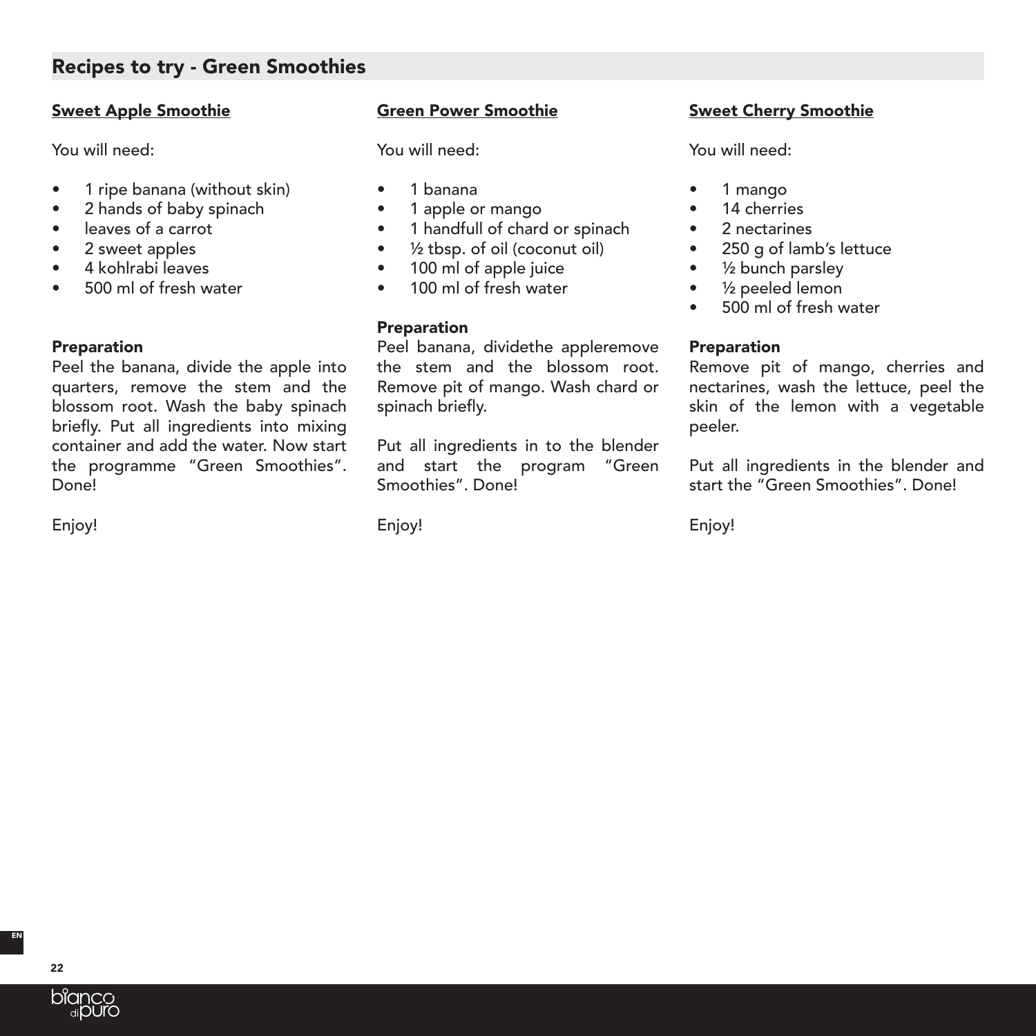## Recipes to try - Green Smoothies

### Sweet Apple Smoothie

You will need:

- 1 ripe banana (without skin)
- 2 hands of baby spinach
- leaves of a carrot
- 2 sweet apples
- 4 kohlrabi leaves
- 500 ml of fresh water

**Preparation**

Peel the banana, divide the apple into quarters, remove the stem and the blossom root. Wash the baby spinach briefly. Put all ingredients into mixing container and add the water. Now start the programme "Green Smoothies". Done!

Enjoy!

### Green Power Smoothie

You will need:

- 1 banana
- 1 apple or mango
- 1 handfull of chard or spinach
- ½ tbsp. of oil (coconut oil)
- 100 ml of apple juice
- 100 ml of fresh water

**Preparation**

Peel banana, dividethe appleremove the stem and the blossom root. Remove pit of mango. Wash chard or spinach briefly.

Put all ingredients in to the blender and start the program "Green Smoothies". Done!

Enjoy!

### Sweet Cherry Smoothie

You will need:

- 1 mango
- 14 cherries
- 2 nectarines
- 250 g of lamb's lettuce
- ½ bunch parsley
- ½ peeled lemon
- 500 ml of fresh water

**Preparation**

Remove pit of mango, cherries and nectarines, wash the lettuce, peel the skin of the lemon with a vegetable peeler.

Put all ingredients in the blender and start the "Green Smoothies". Done!

Enjoy!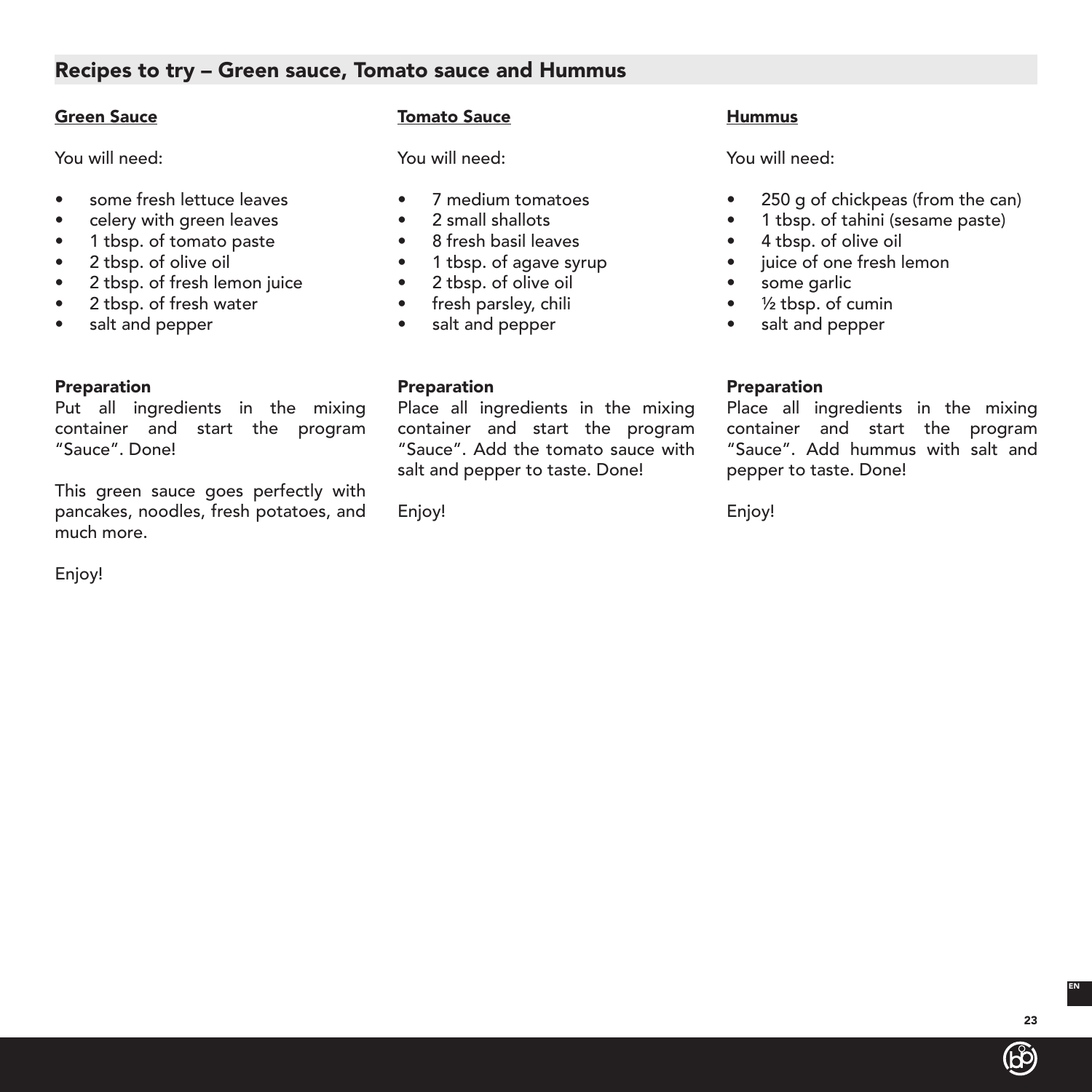## Recipes to try – Green sauce, Tomato sauce and Hummus

### Green Sauce

You will need:

- some fresh lettuce leaves
- celery with green leaves
- 1 tbsp. of tomato paste
- 2 tbsp. of olive oil
- 2 tbsp. of fresh lemon juice
- 2 tbsp. of fresh water
- salt and pepper

**Preparation**
Put all ingredients in the mixing container and start the program "Sauce". Done!

This green sauce goes perfectly with pancakes, noodles, fresh potatoes, and much more.

Enjoy!

### Tomato Sauce

You will need:

- 7 medium tomatoes
- 2 small shallots
- 8 fresh basil leaves
- 1 tbsp. of agave syrup
- 2 tbsp. of olive oil
- fresh parsley, chili
- salt and pepper

**Preparation**
Place all ingredients in the mixing container and start the program "Sauce". Add the tomato sauce with salt and pepper to taste. Done!

Enjoy!

### Hummus

You will need:

- 250 g of chickpeas (from the can)
- 1 tbsp. of tahini (sesame paste)
- 4 tbsp. of olive oil
- juice of one fresh lemon
- some garlic
- ½ tbsp. of cumin
- salt and pepper

**Preparation**
Place all ingredients in the mixing container and start the program "Sauce". Add hummus with salt and pepper to taste. Done!

Enjoy!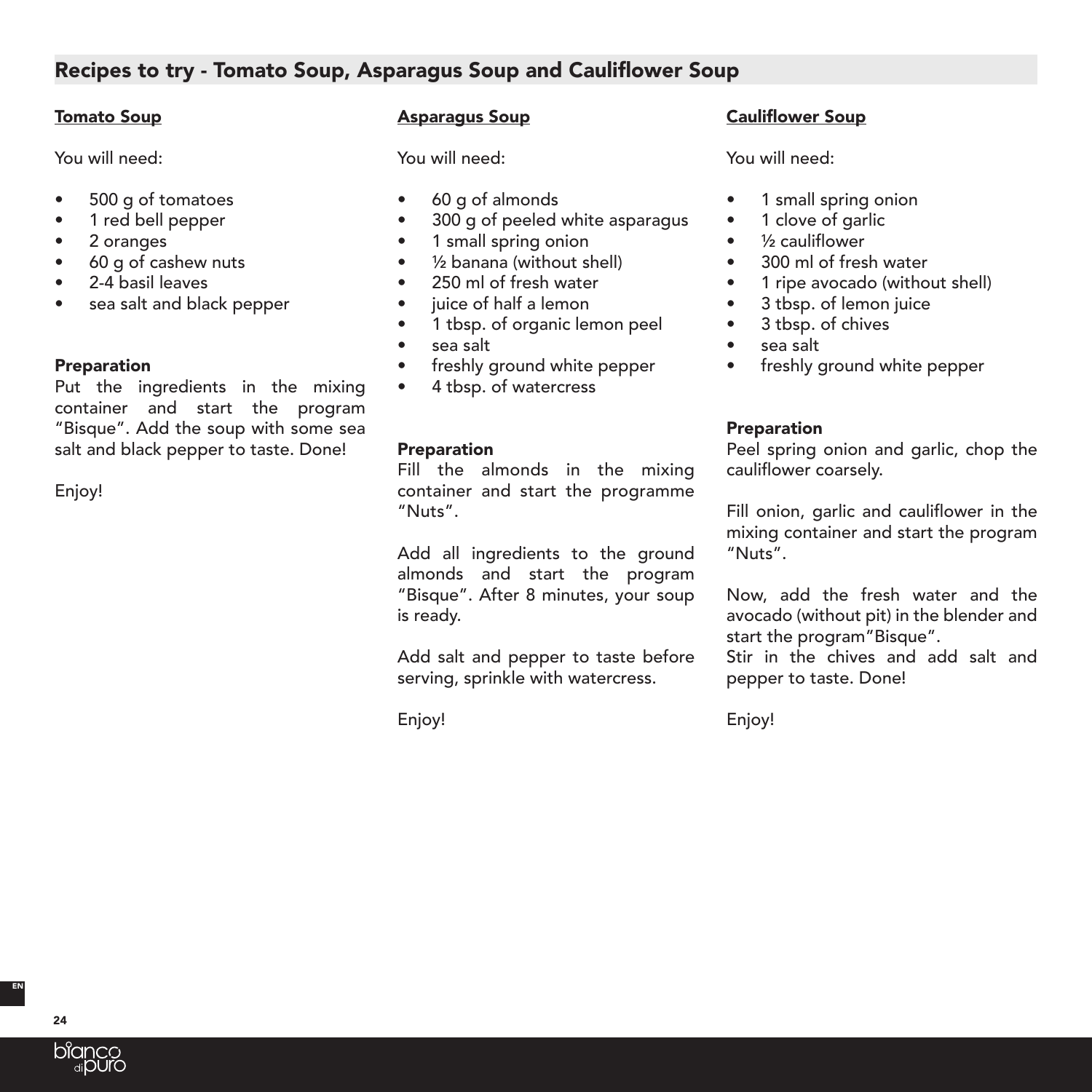## Recipes to try - Tomato Soup, Asparagus Soup and Cauliflower Soup

### Tomato Soup

You will need:

- 500 g of tomatoes
- 1 red bell pepper
- 2 oranges
- 60 g of cashew nuts
- 2-4 basil leaves
- sea salt and black pepper

**Preparation**

Put the ingredients in the mixing container and start the program "Bisque". Add the soup with some sea salt and black pepper to taste. Done!

Enjoy!

### Asparagus Soup

You will need:

- 60 g of almonds
- 300 g of peeled white asparagus
- 1 small spring onion
- ½ banana (without shell)
- 250 ml of fresh water
- juice of half a lemon
- 1 tbsp. of organic lemon peel
- sea salt
- freshly ground white pepper
- 4 tbsp. of watercress

**Preparation**

Fill the almonds in the mixing container and start the programme "Nuts".

Add all ingredients to the ground almonds and start the program "Bisque". After 8 minutes, your soup is ready.

Add salt and pepper to taste before serving, sprinkle with watercress.

Enjoy!

### Cauliflower Soup

You will need:

- 1 small spring onion
- 1 clove of garlic
- ½ cauliflower
- 300 ml of fresh water
- 1 ripe avocado (without shell)
- 3 tbsp. of lemon juice
- 3 tbsp. of chives
- sea salt
- freshly ground white pepper

**Preparation**

Peel spring onion and garlic, chop the cauliflower coarsely.

Fill onion, garlic and cauliflower in the mixing container and start the program "Nuts".

Now, add the fresh water and the avocado (without pit) in the blender and start the program"Bisque".
Stir in the chives and add salt and pepper to taste. Done!

Enjoy!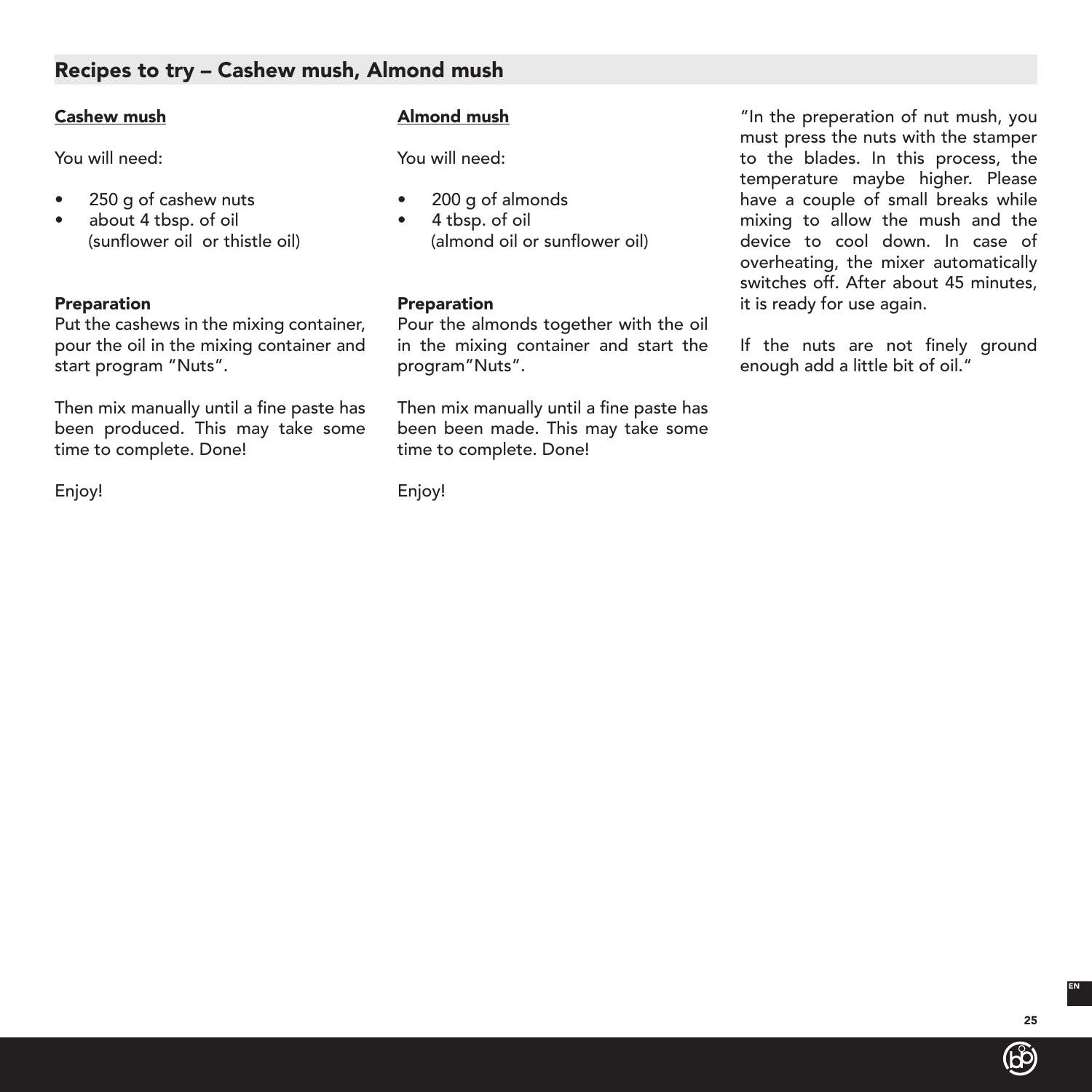## Recipes to try – Cashew mush, Almond mush

### Cashew mush

You will need:

- 250 g of cashew nuts
- about 4 tbsp. of oil (sunflower oil or thistle oil)

**Preparation**
Put the cashews in the mixing container, pour the oil in the mixing container and start program "Nuts".

Then mix manually until a fine paste has been produced. This may take some time to complete. Done!

Enjoy!

### Almond mush

You will need:

- 200 g of almonds
- 4 tbsp. of oil (almond oil or sunflower oil)

**Preparation**
Pour the almonds together with the oil in the mixing container and start the program"Nuts".

Then mix manually until a fine paste has been been made. This may take some time to complete. Done!

Enjoy!

"In the preperation of nut mush, you must press the nuts with the stamper to the blades. In this process, the temperature maybe higher. Please have a couple of small breaks while mixing to allow the mush and the device to cool down. In case of overheating, the mixer automatically switches off. After about 45 minutes, it is ready for use again.

If the nuts are not finely ground enough add a little bit of oil."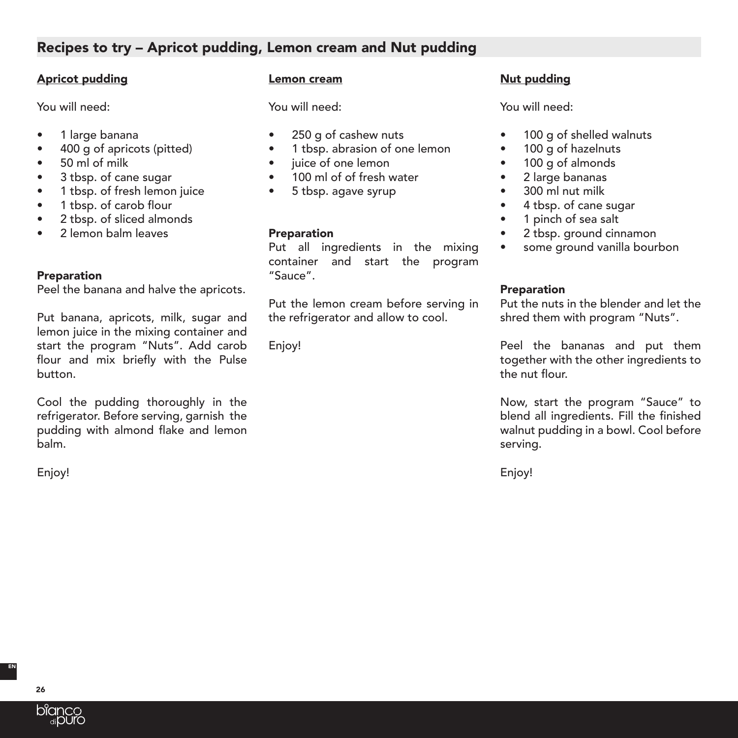## Recipes to try – Apricot pudding, Lemon cream and Nut pudding

### Apricot pudding

You will need:

- 1 large banana
- 400 g of apricots (pitted)
- 50 ml of milk
- 3 tbsp. of cane sugar
- 1 tbsp. of fresh lemon juice
- 1 tbsp. of carob flour
- 2 tbsp. of sliced almonds
- 2 lemon balm leaves

**Preparation**

Peel the banana and halve the apricots.

Put banana, apricots, milk, sugar and lemon juice in the mixing container and start the program "Nuts". Add carob flour and mix briefly with the Pulse button.

Cool the pudding thoroughly in the refrigerator. Before serving, garnish the pudding with almond flake and lemon balm.

Enjoy!

### Lemon cream

You will need:

- 250 g of cashew nuts
- 1 tbsp. abrasion of one lemon
- juice of one lemon
- 100 ml of of fresh water
- 5 tbsp. agave syrup

**Preparation**

Put all ingredients in the mixing container and start the program "Sauce".

Put the lemon cream before serving in the refrigerator and allow to cool.

Enjoy!

### Nut pudding

You will need:

- 100 g of shelled walnuts
- 100 g of hazelnuts
- 100 g of almonds
- 2 large bananas
- 300 ml nut milk
- 4 tbsp. of cane sugar
- 1 pinch of sea salt
- 2 tbsp. ground cinnamon
- some ground vanilla bourbon

**Preparation**

Put the nuts in the blender and let the shred them with program "Nuts".

Peel the bananas and put them together with the other ingredients to the nut flour.

Now, start the program "Sauce" to blend all ingredients. Fill the finished walnut pudding in a bowl. Cool before serving.

Enjoy!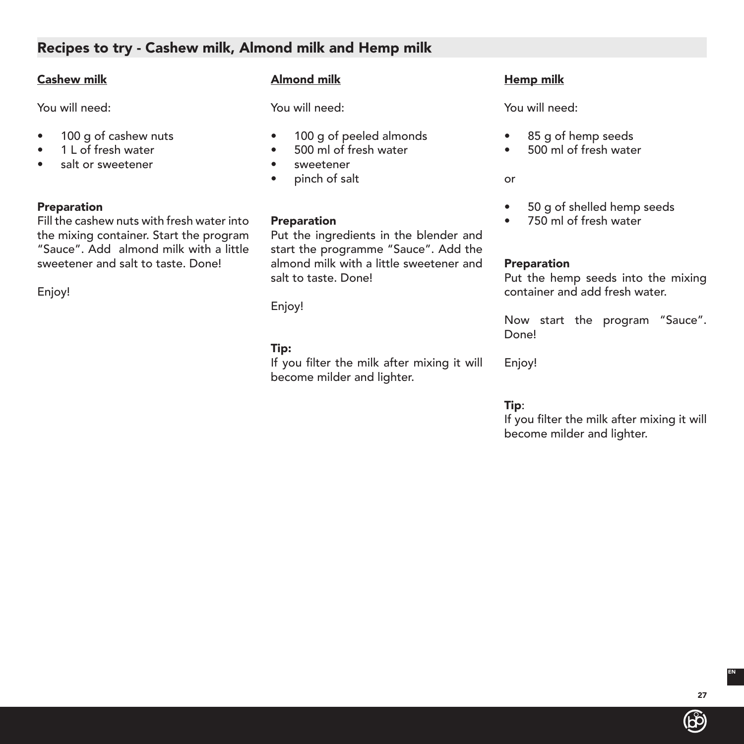## Recipes to try - Cashew milk, Almond milk and Hemp milk

### Cashew milk

You will need:

- 100 g of cashew nuts
- 1 L of fresh water
- salt or sweetener

**Preparation**
Fill the cashew nuts with fresh water into the mixing container. Start the program "Sauce". Add almond milk with a little sweetener and salt to taste. Done!

Enjoy!

### Almond milk

You will need:

- 100 g of peeled almonds
- 500 ml of fresh water
- sweetener
- pinch of salt

**Preparation**
Put the ingredients in the blender and start the programme "Sauce". Add the almond milk with a little sweetener and salt to taste. Done!

Enjoy!

**Tip:**
If you filter the milk after mixing it will become milder and lighter.

### Hemp milk

You will need:

- 85 g of hemp seeds
- 500 ml of fresh water

or

- 50 g of shelled hemp seeds
- 750 ml of fresh water

**Preparation**
Put the hemp seeds into the mixing container and add fresh water.

Now start the program "Sauce". Done!

Enjoy!

**Tip**:
If you filter the milk after mixing it will become milder and lighter.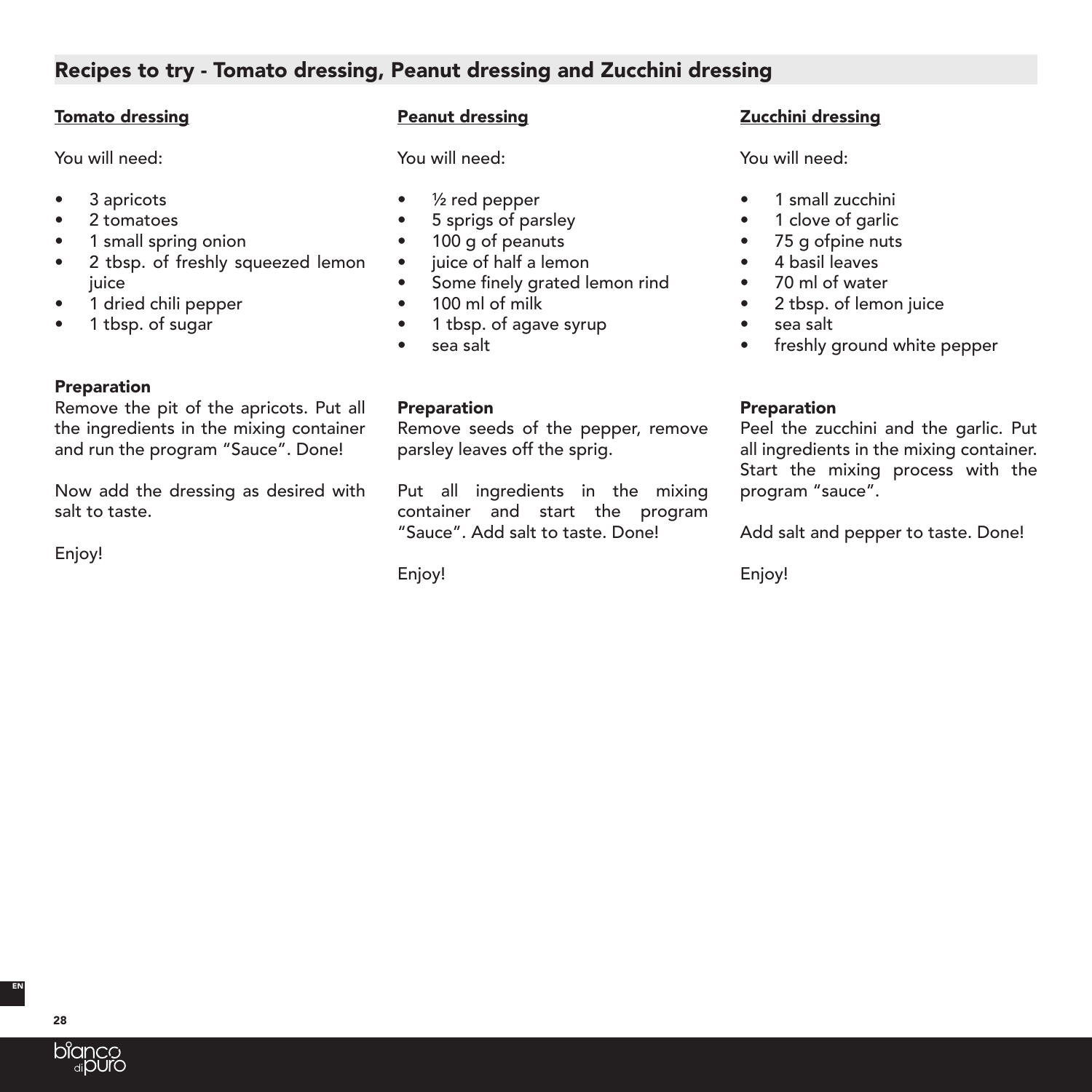## Recipes to try - Tomato dressing, Peanut dressing and Zucchini dressing

### Tomato dressing

You will need:

- 3 apricots
- 2 tomatoes
- 1 small spring onion
- 2 tbsp. of freshly squeezed lemon juice
- 1 dried chili pepper
- 1 tbsp. of sugar

**Preparation**

Remove the pit of the apricots. Put all the ingredients in the mixing container and run the program "Sauce". Done!

Now add the dressing as desired with salt to taste.

Enjoy!

### Peanut dressing

You will need:

- ½ red pepper
- 5 sprigs of parsley
- 100 g of peanuts
- juice of half a lemon
- Some finely grated lemon rind
- 100 ml of milk
- 1 tbsp. of agave syrup
- sea salt

**Preparation**

Remove seeds of the pepper, remove parsley leaves off the sprig.

Put all ingredients in the mixing container and start the program "Sauce". Add salt to taste. Done!

Enjoy!

### Zucchini dressing

You will need:

- 1 small zucchini
- 1 clove of garlic
- 75 g ofpine nuts
- 4 basil leaves
- 70 ml of water
- 2 tbsp. of lemon juice
- sea salt
- freshly ground white pepper

**Preparation**

Peel the zucchini and the garlic. Put all ingredients in the mixing container. Start the mixing process with the program "sauce".

Add salt and pepper to taste. Done!

Enjoy!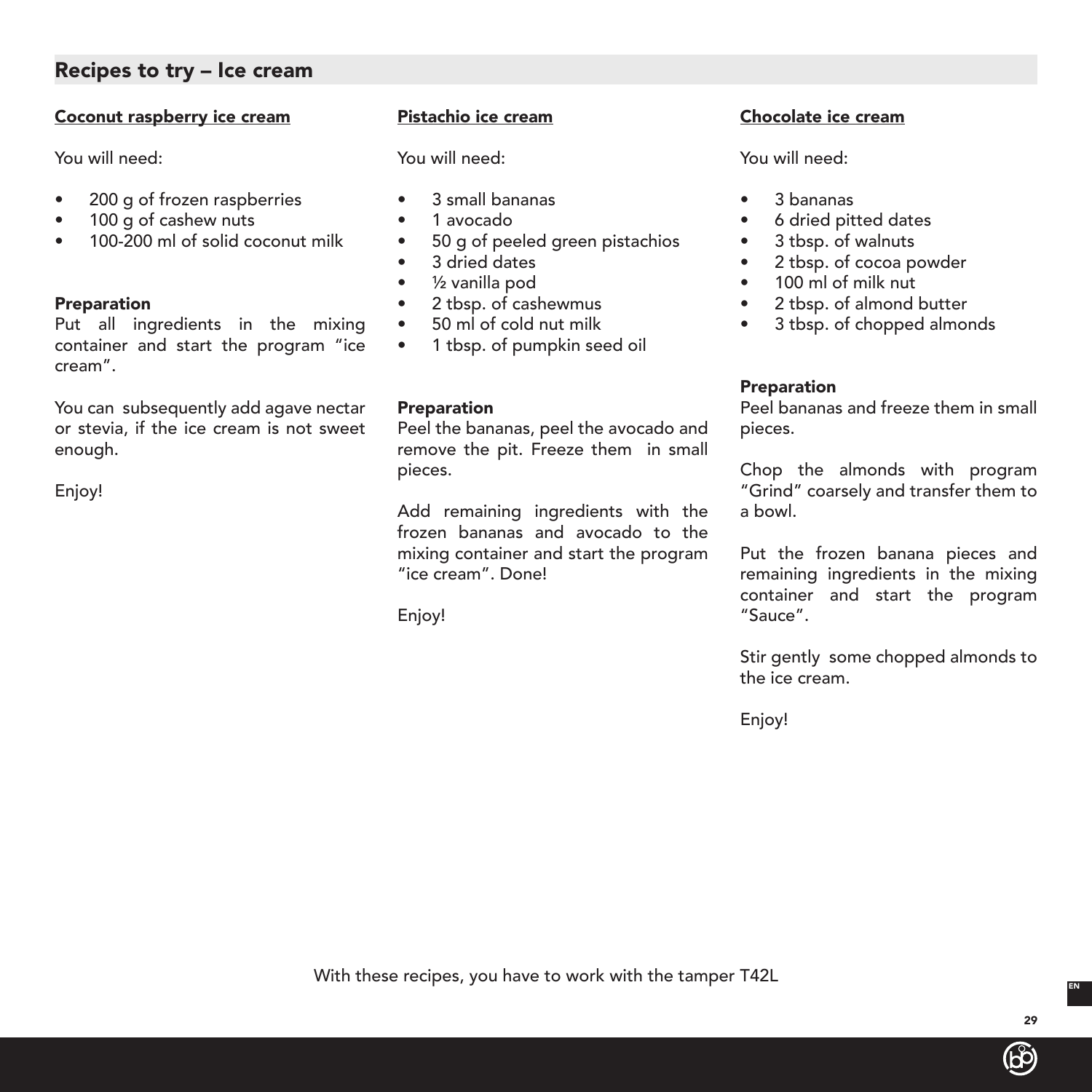## Recipes to try – Ice cream

### Coconut raspberry ice cream

You will need:

- 200 g of frozen raspberries
- 100 g of cashew nuts
- 100-200 ml of solid coconut milk

**Preparation**
Put all ingredients in the mixing container and start the program "ice cream".

You can subsequently add agave nectar or stevia, if the ice cream is not sweet enough.

Enjoy!

### Pistachio ice cream

You will need:

- 3 small bananas
- 1 avocado
- 50 g of peeled green pistachios
- 3 dried dates
- ½ vanilla pod
- 2 tbsp. of cashewmus
- 50 ml of cold nut milk
- 1 tbsp. of pumpkin seed oil

**Preparation**
Peel the bananas, peel the avocado and remove the pit. Freeze them in small pieces.

Add remaining ingredients with the frozen bananas and avocado to the mixing container and start the program "ice cream". Done!

Enjoy!

### Chocolate ice cream

You will need:

- 3 bananas
- 6 dried pitted dates
- 3 tbsp. of walnuts
- 2 tbsp. of cocoa powder
- 100 ml of milk nut
- 2 tbsp. of almond butter
- 3 tbsp. of chopped almonds

**Preparation**
Peel bananas and freeze them in small pieces.

Chop the almonds with program "Grind" coarsely and transfer them to a bowl.

Put the frozen banana pieces and remaining ingredients in the mixing container and start the program "Sauce".

Stir gently some chopped almonds to the ice cream.

Enjoy!

With these recipes, you have to work with the tamper T42L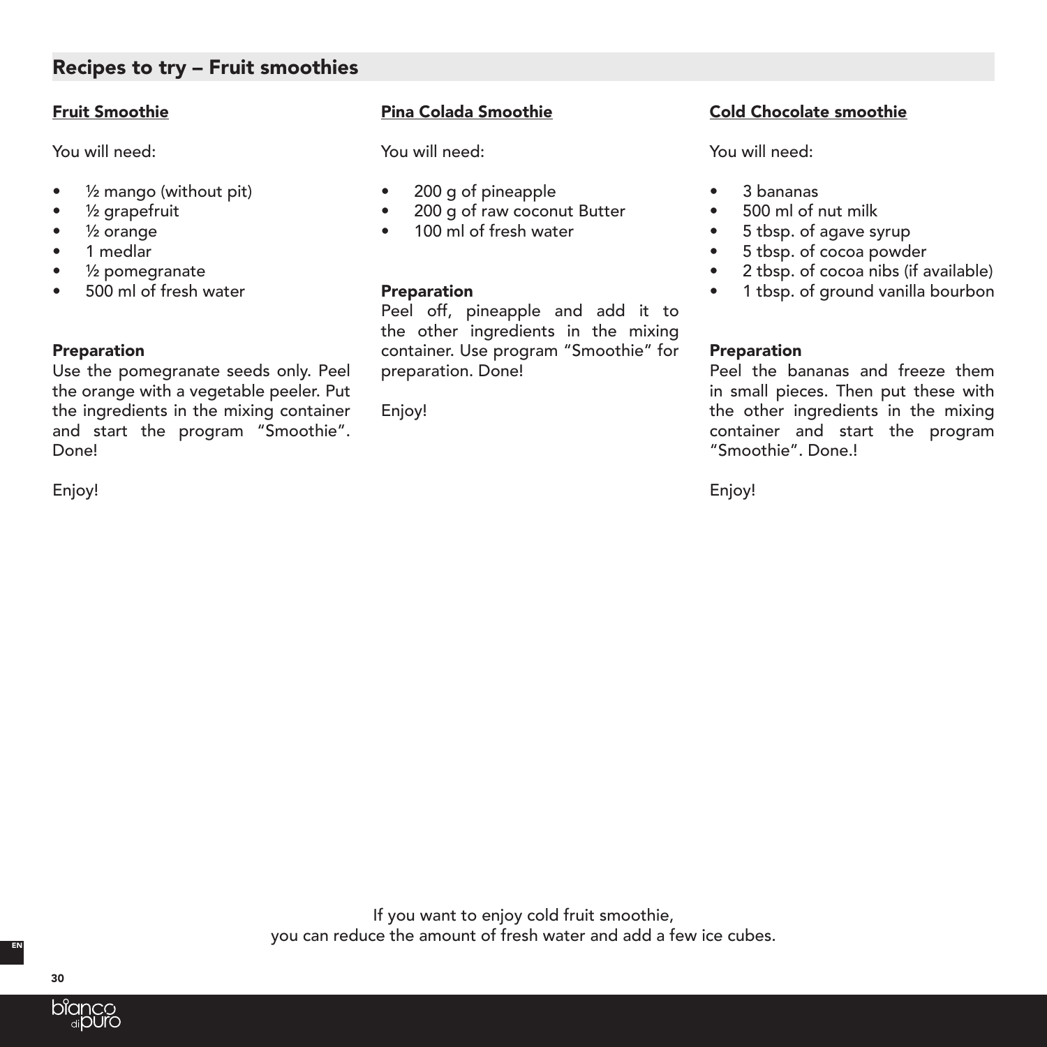## Recipes to try – Fruit smoothies

### Fruit Smoothie

You will need:

- ½ mango (without pit)
- ½ grapefruit
- ½ orange
- 1 medlar
- ½ pomegranate
- 500 ml of fresh water

**Preparation**

Use the pomegranate seeds only. Peel the orange with a vegetable peeler. Put the ingredients in the mixing container and start the program "Smoothie". Done!

Enjoy!

### Pina Colada Smoothie

You will need:

- 200 g of pineapple
- 200 g of raw coconut Butter
- 100 ml of fresh water

**Preparation**

Peel off, pineapple and add it to the other ingredients in the mixing container. Use program "Smoothie" for preparation. Done!

Enjoy!

### Cold Chocolate smoothie

You will need:

- 3 bananas
- 500 ml of nut milk
- 5 tbsp. of agave syrup
- 5 tbsp. of cocoa powder
- 2 tbsp. of cocoa nibs (if available)
- 1 tbsp. of ground vanilla bourbon

**Preparation**

Peel the bananas and freeze them in small pieces. Then put these with the other ingredients in the mixing container and start the program "Smoothie". Done.!

Enjoy!

If you want to enjoy cold fruit smoothie,
you can reduce the amount of fresh water and add a few ice cubes.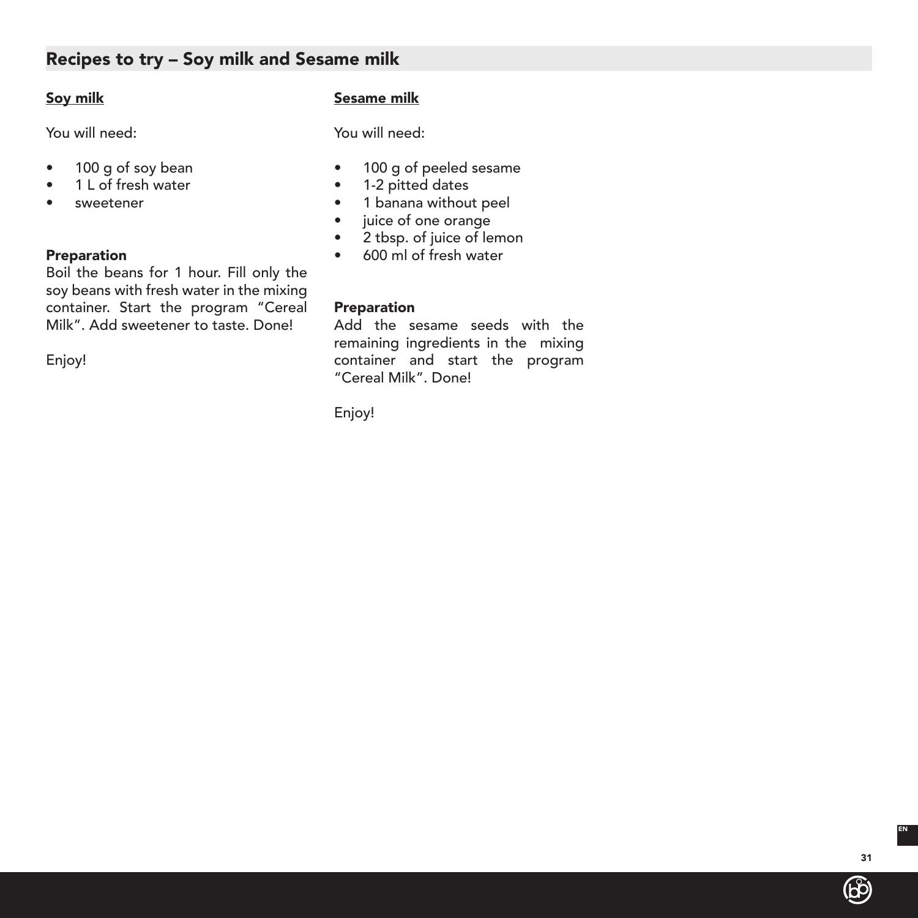## Recipes to try – Soy milk and Sesame milk

### Soy milk

You will need:

- 100 g of soy bean
- 1 L of fresh water
- sweetener

**Preparation**

Boil the beans for 1 hour. Fill only the soy beans with fresh water in the mixing container. Start the program "Cereal Milk". Add sweetener to taste. Done!

Enjoy!

### Sesame milk

You will need:

- 100 g of peeled sesame
- 1-2 pitted dates
- 1 banana without peel
- juice of one orange
- 2 tbsp. of juice of lemon
- 600 ml of fresh water

**Preparation**

Add the sesame seeds with the remaining ingredients in the mixing container and start the program "Cereal Milk". Done!

Enjoy!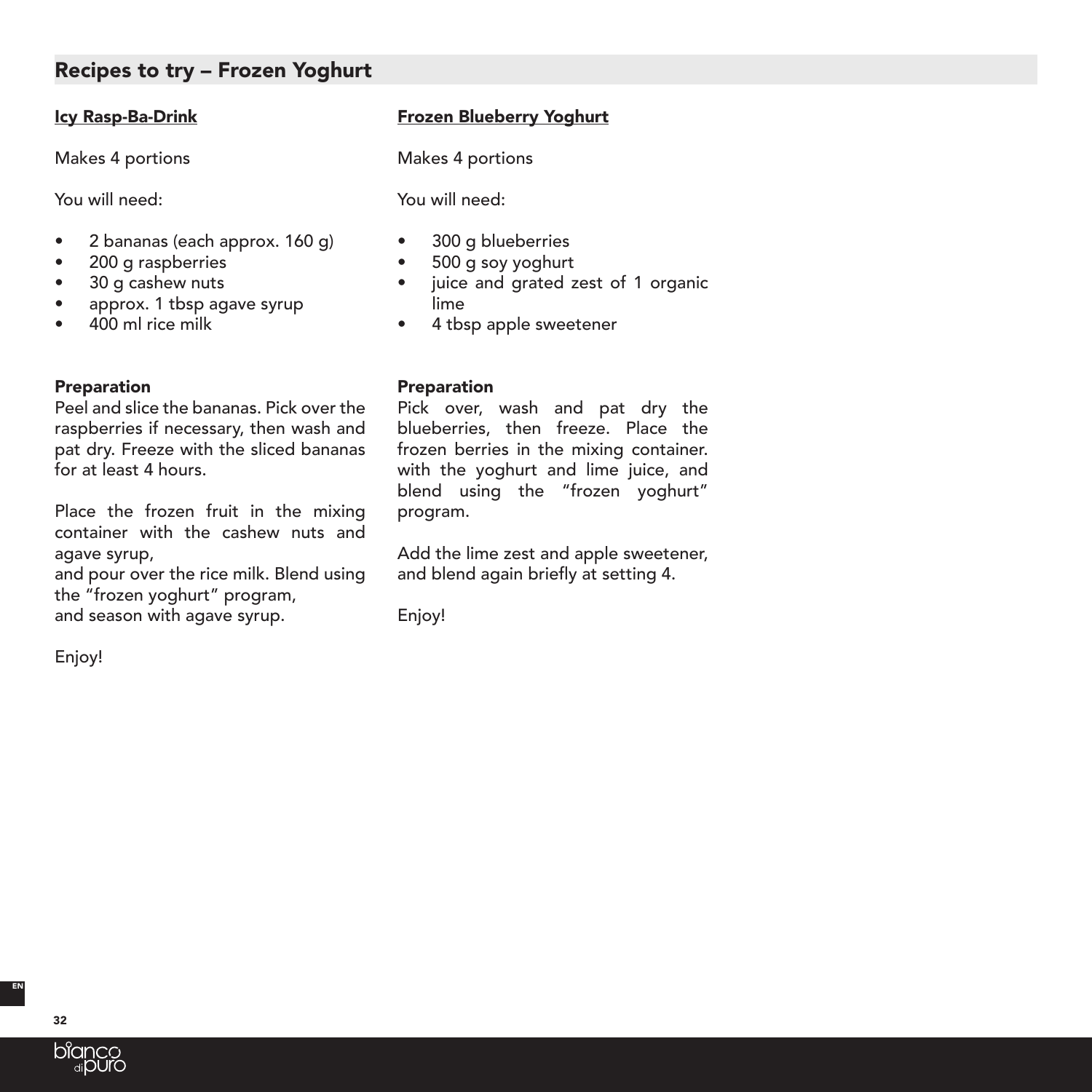## Recipes to try – Frozen Yoghurt

### Icy Rasp-Ba-Drink

Makes 4 portions

You will need:

- 2 bananas (each approx. 160 g)
- 200 g raspberries
- 30 g cashew nuts
- approx. 1 tbsp agave syrup
- 400 ml rice milk

**Preparation**

Peel and slice the bananas. Pick over the raspberries if necessary, then wash and pat dry. Freeze with the sliced bananas for at least 4 hours.

Place the frozen fruit in the mixing container with the cashew nuts and agave syrup,
and pour over the rice milk. Blend using the "frozen yoghurt" program,
and season with agave syrup.

Enjoy!

### Frozen Blueberry Yoghurt

Makes 4 portions

You will need:

- 300 g blueberries
- 500 g soy yoghurt
- juice and grated zest of 1 organic lime
- 4 tbsp apple sweetener

**Preparation**

Pick over, wash and pat dry the blueberries, then freeze. Place the frozen berries in the mixing container. with the yoghurt and lime juice, and blend using the "frozen yoghurt" program.

Add the lime zest and apple sweetener, and blend again briefly at setting 4.

Enjoy!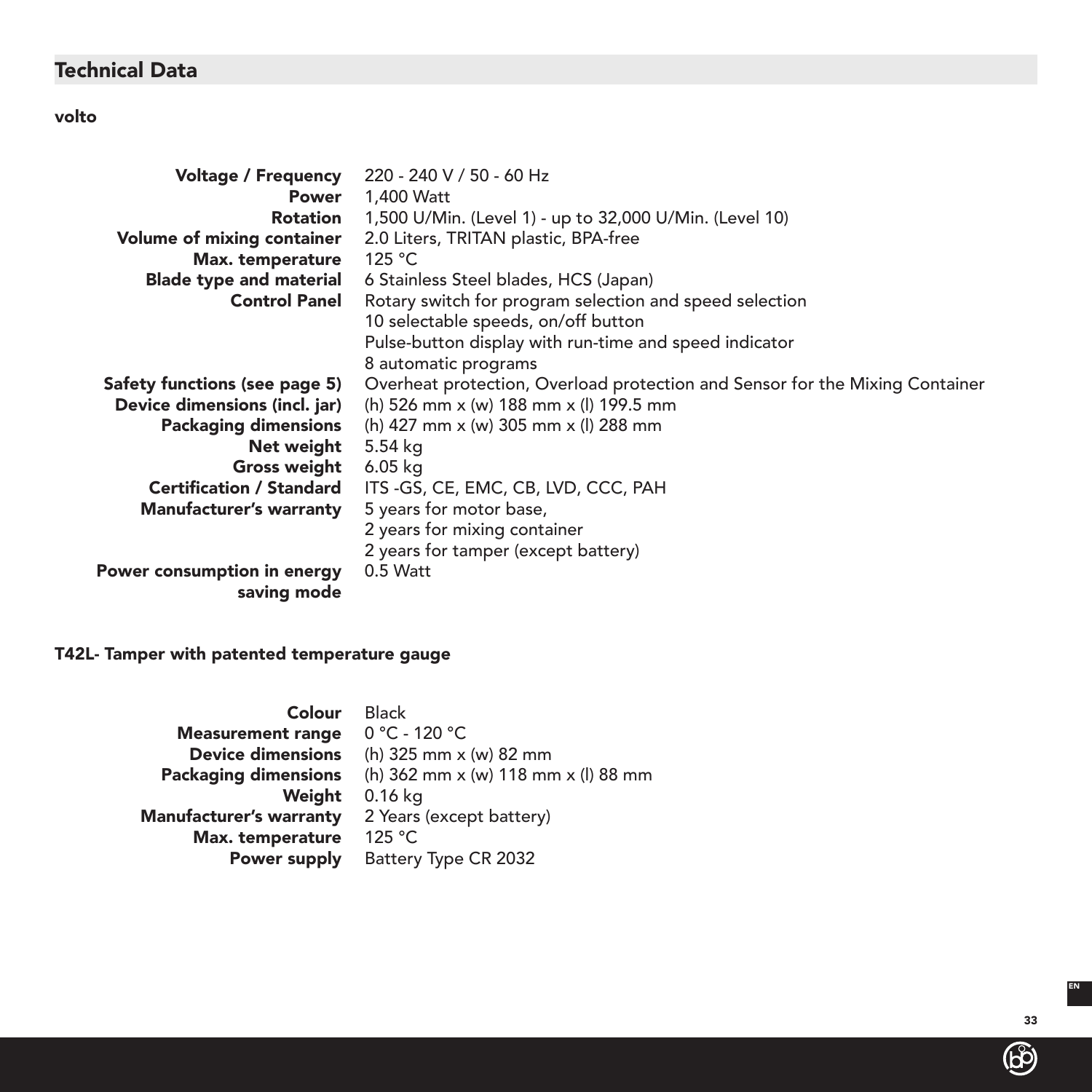## Technical Data

### volto

| | |
|---|---|
| **Voltage / Frequency** | 220 - 240 V / 50 - 60 Hz |
| **Power** | 1,400 Watt |
| **Rotation** | 1,500 U/Min. (Level 1) - up to 32,000 U/Min. (Level 10) |
| **Volume of mixing container** | 2.0 Liters, TRITAN plastic, BPA-free |
| **Max. temperature** | 125 °C |
| **Blade type and material** | 6 Stainless Steel blades, HCS (Japan) |
| **Control Panel** | Rotary switch for program selection and speed selection<br>10 selectable speeds, on/off button<br>Pulse-button display with run-time and speed indicator<br>8 automatic programs |
| **Safety functions (see page 5)** | Overheat protection, Overload protection and Sensor for the Mixing Container |
| **Device dimensions (incl. jar)** | (h) 526 mm x (w) 188 mm x (l) 199.5 mm |
| **Packaging dimensions** | (h) 427 mm x (w) 305 mm x (l) 288 mm |
| **Net weight** | 5.54 kg |
| **Gross weight** | 6.05 kg |
| **Certification / Standard** | ITS -GS, CE, EMC, CB, LVD, CCC, PAH |
| **Manufacturer's warranty** | 5 years for motor base,<br>2 years for mixing container<br>2 years for tamper (except battery) |
| **Power consumption in energy saving mode** | 0.5 Watt |

### T42L- Tamper with patented temperature gauge

| | |
|---|---|
| **Colour** | Black |
| **Measurement range** | 0 °C - 120 °C |
| **Device dimensions** | (h) 325 mm x (w) 82 mm |
| **Packaging dimensions** | (h) 362 mm x (w) 118 mm x (l) 88 mm |
| **Weight** | 0.16 kg |
| **Manufacturer's warranty** | 2 Years (except battery) |
| **Max. temperature** | 125 °C |
| **Power supply** | Battery Type CR 2032 |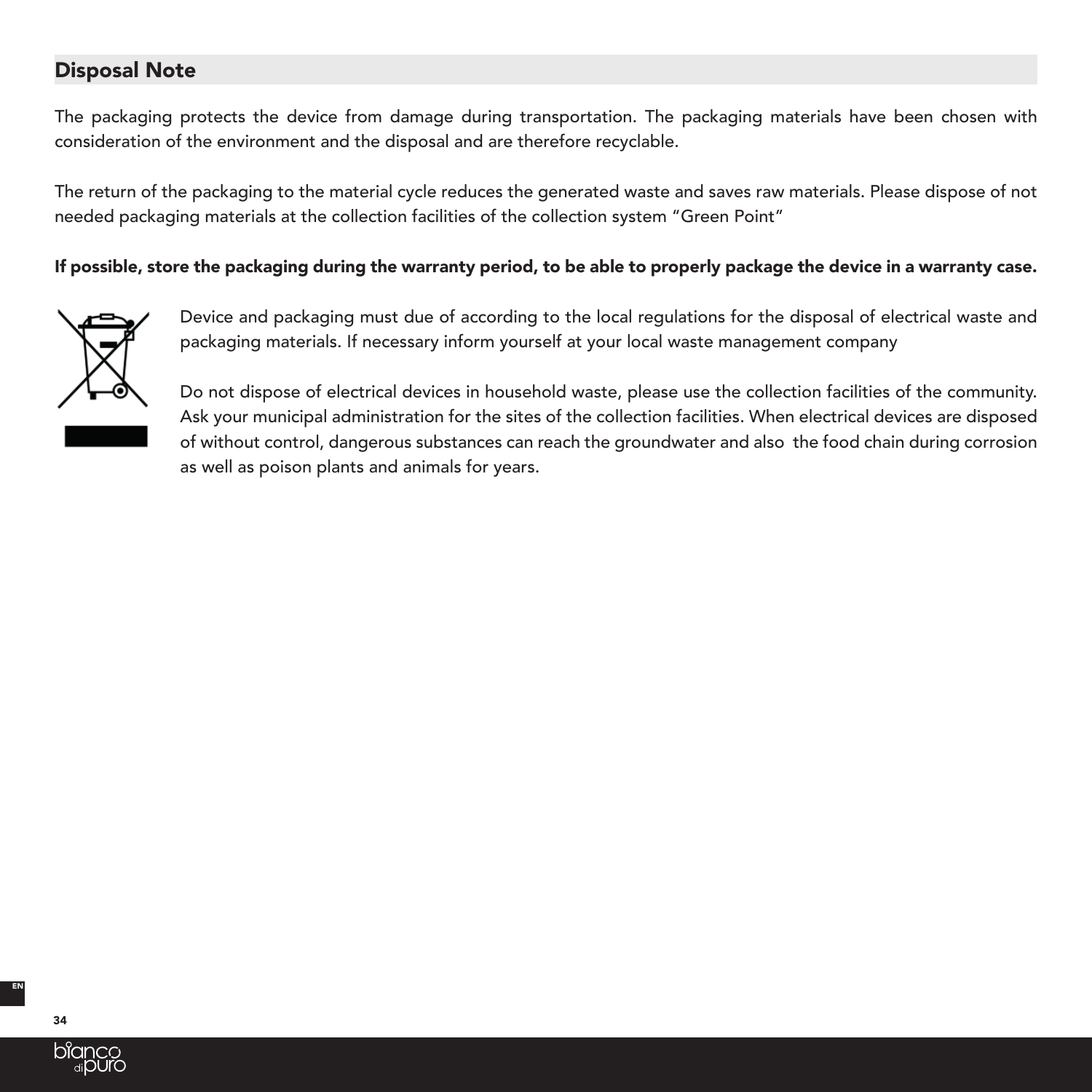## Disposal Note

The packaging protects the device from damage during transportation. The packaging materials have been chosen with consideration of the environment and the disposal and are therefore recyclable.

The return of the packaging to the material cycle reduces the generated waste and saves raw materials. Please dispose of not needed packaging materials at the collection facilities of the collection system “Green Point”

**If possible, store the packaging during the warranty period, to be able to properly package the device in a warranty case.**

Device and packaging must due of according to the local regulations for the disposal of electrical waste and packaging materials. If necessary inform yourself at your local waste management company

Do not dispose of electrical devices in household waste, please use the collection facilities of the community. Ask your municipal administration for the sites of the collection facilities. When electrical devices are disposed of without control, dangerous substances can reach the groundwater and also the food chain during corrosion as well as poison plants and animals for years.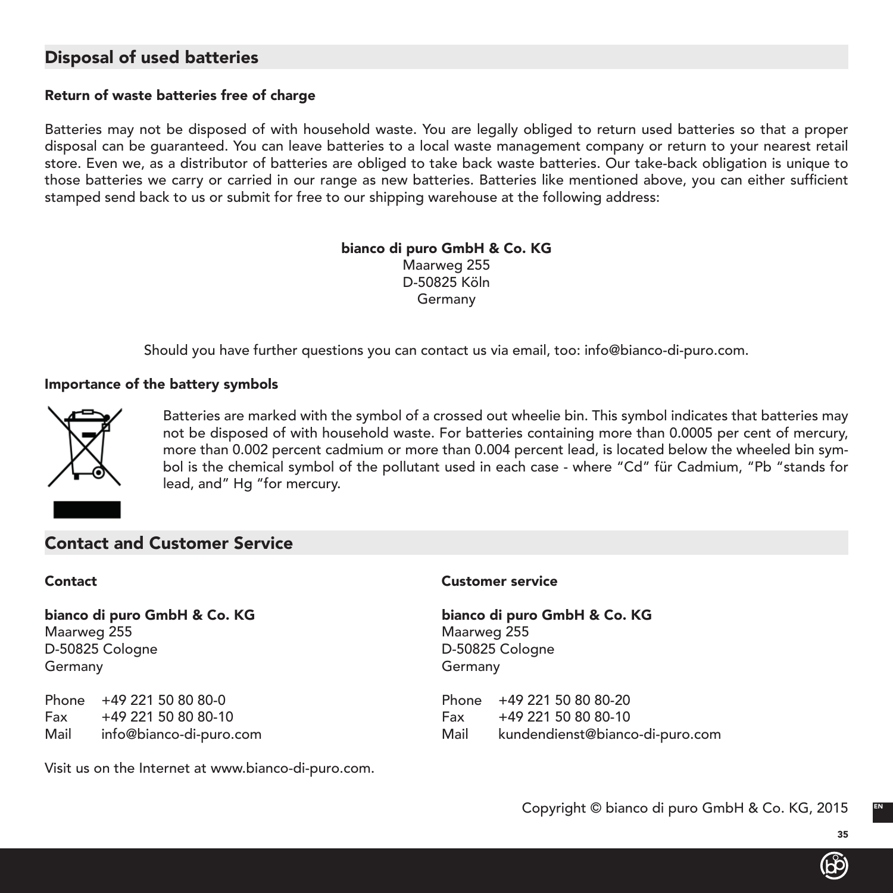## Disposal of used batteries

### Return of waste batteries free of charge

Batteries may not be disposed of with household waste. You are legally obliged to return used batteries so that a proper disposal can be guaranteed. You can leave batteries to a local waste management company or return to your nearest retail store. Even we, as a distributor of batteries are obliged to take back waste batteries. Our take-back obligation is unique to those batteries we carry or carried in our range as new batteries. Batteries like mentioned above, you can either sufficient stamped send back to us or submit for free to our shipping warehouse at the following address:

**bianco di puro GmbH & Co. KG**
Maarweg 255
D-50825 Köln
Germany

Should you have further questions you can contact us via email, too: info@bianco-di-puro.com.

### Importance of the battery symbols

Batteries are marked with the symbol of a crossed out wheelie bin. This symbol indicates that batteries may not be disposed of with household waste. For batteries containing more than 0.0005 per cent of mercury, more than 0.002 percent cadmium or more than 0.004 percent lead, is located below the wheeled bin symbol is the chemical symbol of the pollutant used in each case - where “Cd” für Cadmium, “Pb “stands for lead, and” Hg “for mercury.

## Contact and Customer Service

### Contact

**bianco di puro GmbH & Co. KG**
Maarweg 255
D-50825 Cologne
Germany

Phone +49 221 50 80 80-0
Fax +49 221 50 80 80-10
Mail info@bianco-di-puro.com

Visit us on the Internet at www.bianco-di-puro.com.

### Customer service

**bianco di puro GmbH & Co. KG**
Maarweg 255
D-50825 Cologne
Germany

Phone +49 221 50 80 80-20
Fax +49 221 50 80 80-10
Mail kundendienst@bianco-di-puro.com

Copyright © bianco di puro GmbH & Co. KG, 2015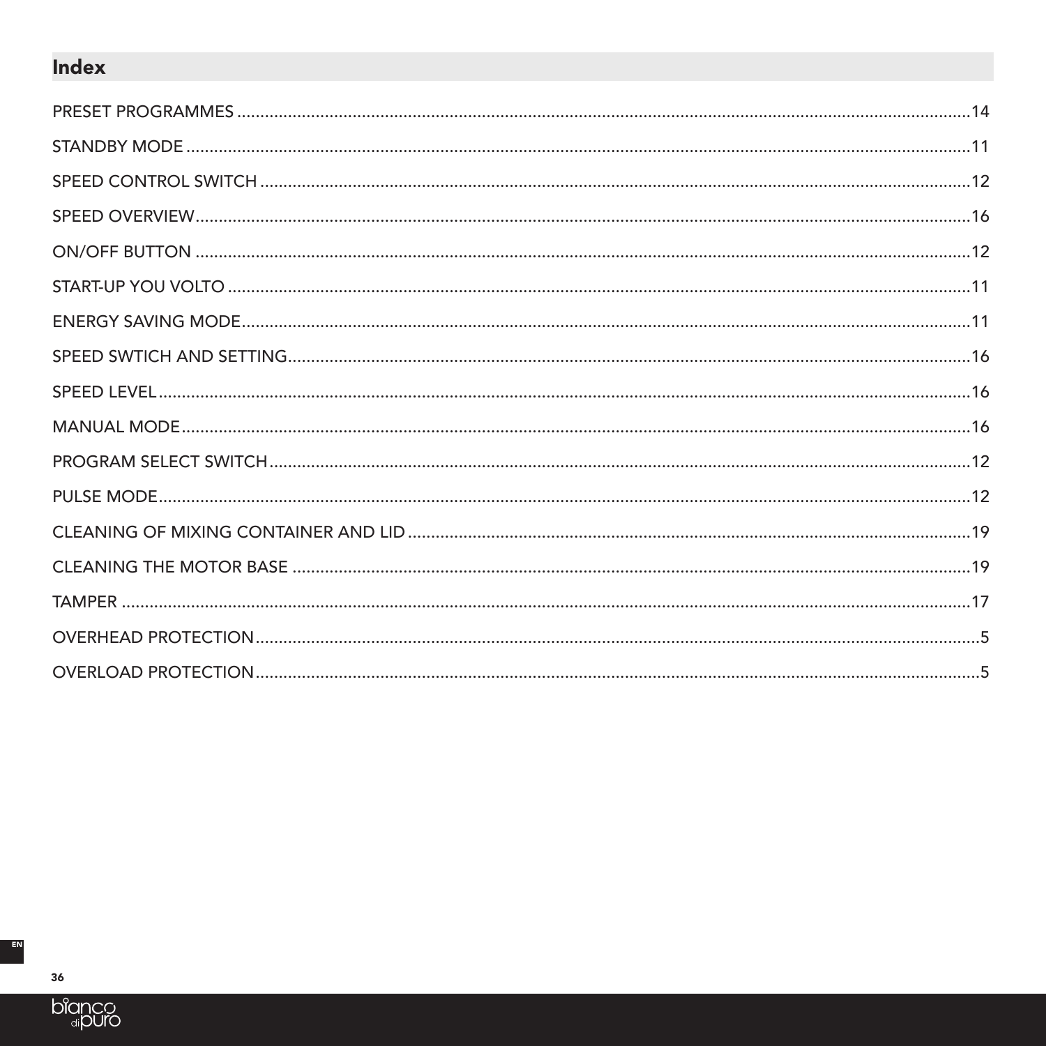## Index

PRESET PROGRAMMES ........................................................................................................................................14

STANDBY MODE ...............................................................................................................................................11

SPEED CONTROL SWITCH ..............................................................................................................................12

SPEED OVERVIEW............................................................................................................................................16

ON/OFF BUTTON .............................................................................................................................................12

START-UP YOU VOLTO .....................................................................................................................................11

ENERGY SAVING MODE..................................................................................................................................11

SPEED SWTICH AND SETTING.......................................................................................................................16

SPEED LEVEL....................................................................................................................................................16

MANUAL MODE...............................................................................................................................................16

PROGRAM SELECT SWITCH...........................................................................................................................12

PULSE MODE....................................................................................................................................................12

CLEANING OF MIXING CONTAINER AND LID ..............................................................................................19

CLEANING THE MOTOR BASE .......................................................................................................................19

TAMPER ............................................................................................................................................................17

OVERHEAD PROTECTION..................................................................................................................................5

OVERLOAD PROTECTION..................................................................................................................................5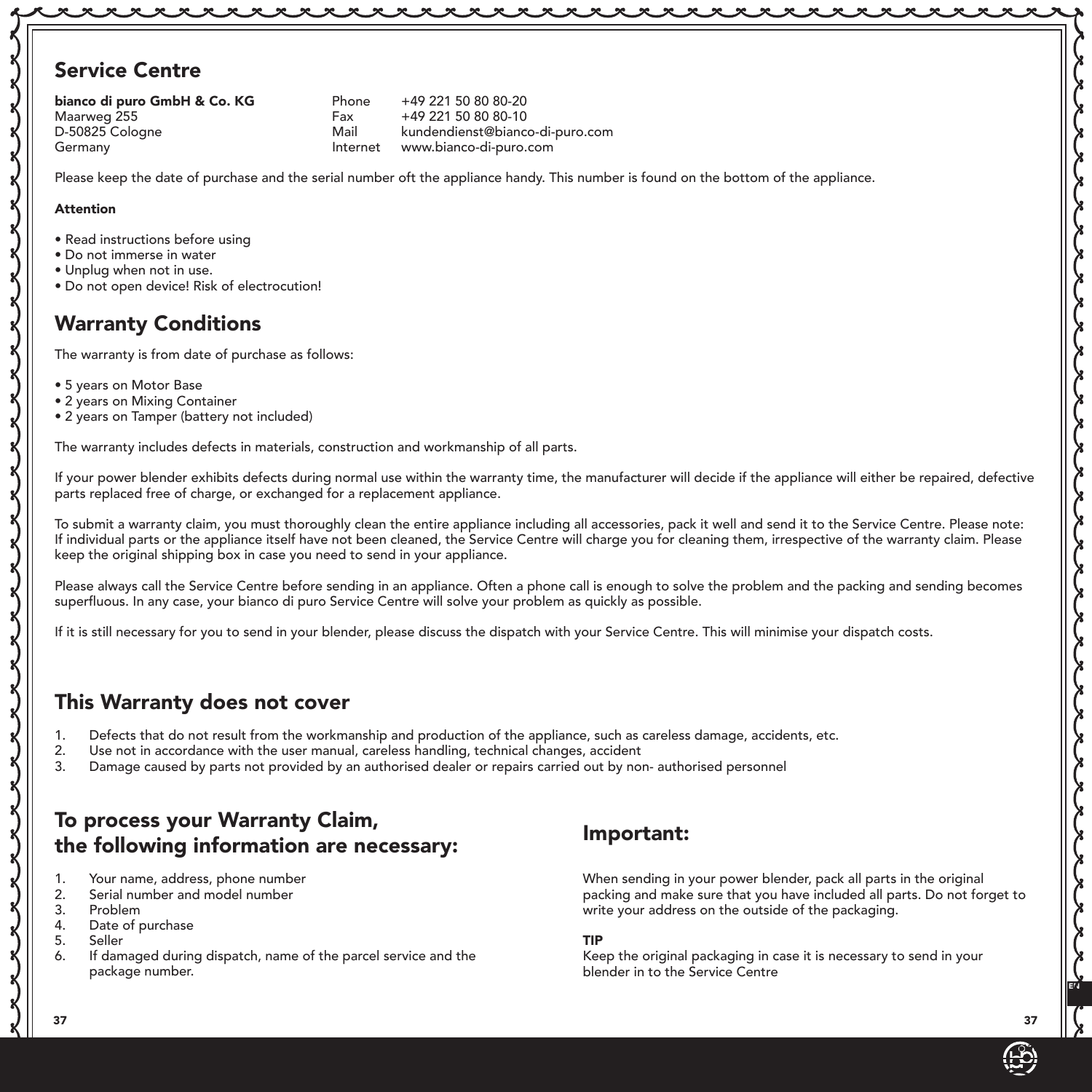## Service Centre

**bianco di puro GmbH & Co. KG**
Maarweg 255
D-50825 Cologne
Germany

Phone +49 221 50 80 80-20
Fax +49 221 50 80 80-10
Mail kundendienst@bianco-di-puro.com
Internet www.bianco-di-puro.com

Please keep the date of purchase and the serial number oft the appliance handy. This number is found on the bottom of the appliance.

**Attention**

- Read instructions before using
- Do not immerse in water
- Unplug when not in use.
- Do not open device! Risk of electrocution!

## Warranty Conditions

The warranty is from date of purchase as follows:

- 5 years on Motor Base
- 2 years on Mixing Container
- 2 years on Tamper (battery not included)

The warranty includes defects in materials, construction and workmanship of all parts.

If your power blender exhibits defects during normal use within the warranty time, the manufacturer will decide if the appliance will either be repaired, defective parts replaced free of charge, or exchanged for a replacement appliance.

To submit a warranty claim, you must thoroughly clean the entire appliance including all accessories, pack it well and send it to the Service Centre. Please note: If individual parts or the appliance itself have not been cleaned, the Service Centre will charge you for cleaning them, irrespective of the warranty claim. Please keep the original shipping box in case you need to send in your appliance.

Please always call the Service Centre before sending in an appliance. Often a phone call is enough to solve the problem and the packing and sending becomes superfluous. In any case, your bianco di puro Service Centre will solve your problem as quickly as possible.

If it is still necessary for you to send in your blender, please discuss the dispatch with your Service Centre. This will minimise your dispatch costs.

## This Warranty does not cover

1. Defects that do not result from the workmanship and production of the appliance, such as careless damage, accidents, etc.
2. Use not in accordance with the user manual, careless handling, technical changes, accident
3. Damage caused by parts not provided by an authorised dealer or repairs carried out by non- authorised personnel

## To process your Warranty Claim, the following information are necessary:

1. Your name, address, phone number
2. Serial number and model number
3. Problem
4. Date of purchase
5. Seller
6. If damaged during dispatch, name of the parcel service and the package number.

## Important:

When sending in your power blender, pack all parts in the original packing and make sure that you have included all parts. Do not forget to write your address on the outside of the packaging.

**TIP**
Keep the original packaging in case it is necessary to send in your blender in to the Service Centre